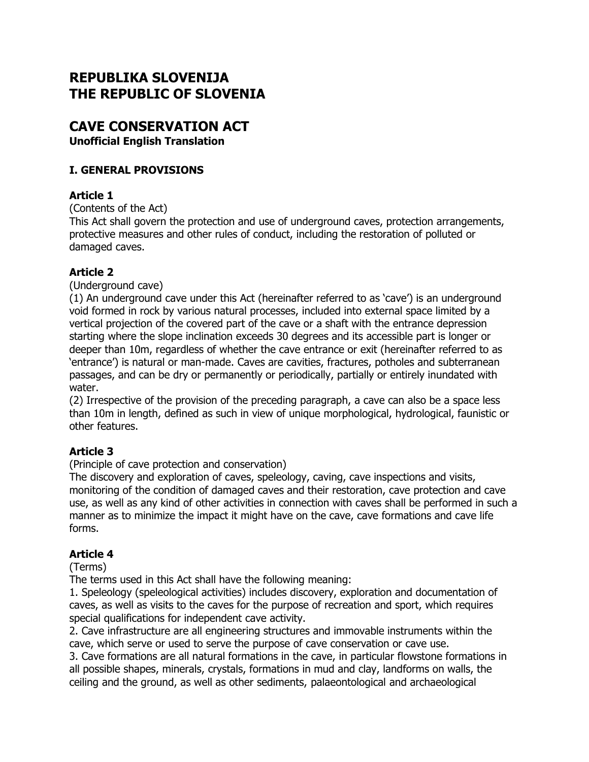# REPUBLIKA SLOVENIJA
# THE REPUBLIC OF SLOVENIA

# CAVE CONSERVATION ACT
**Unofficial English Translation**

## I. GENERAL PROVISIONS

### Article 1
(Contents of the Act)
This Act shall govern the protection and use of underground caves, protection arrangements, protective measures and other rules of conduct, including the restoration of polluted or damaged caves.

### Article 2
(Underground cave)
(1) An underground cave under this Act (hereinafter referred to as 'cave') is an underground void formed in rock by various natural processes, included into external space limited by a vertical projection of the covered part of the cave or a shaft with the entrance depression starting where the slope inclination exceeds 30 degrees and its accessible part is longer or deeper than 10m, regardless of whether the cave entrance or exit (hereinafter referred to as 'entrance') is natural or man-made. Caves are cavities, fractures, potholes and subterranean passages, and can be dry or permanently or periodically, partially or entirely inundated with water.
(2) Irrespective of the provision of the preceding paragraph, a cave can also be a space less than 10m in length, defined as such in view of unique morphological, hydrological, faunistic or other features.

### Article 3
(Principle of cave protection and conservation)
The discovery and exploration of caves, speleology, caving, cave inspections and visits, monitoring of the condition of damaged caves and their restoration, cave protection and cave use, as well as any kind of other activities in connection with caves shall be performed in such a manner as to minimize the impact it might have on the cave, cave formations and cave life forms.

### Article 4
(Terms)
The terms used in this Act shall have the following meaning:
1. Speleology (speleological activities) includes discovery, exploration and documentation of caves, as well as visits to the caves for the purpose of recreation and sport, which requires special qualifications for independent cave activity.
2. Cave infrastructure are all engineering structures and immovable instruments within the cave, which serve or used to serve the purpose of cave conservation or cave use.
3. Cave formations are all natural formations in the cave, in particular flowstone formations in all possible shapes, minerals, crystals, formations in mud and clay, landforms on walls, the ceiling and the ground, as well as other sediments, palaeontological and archaeological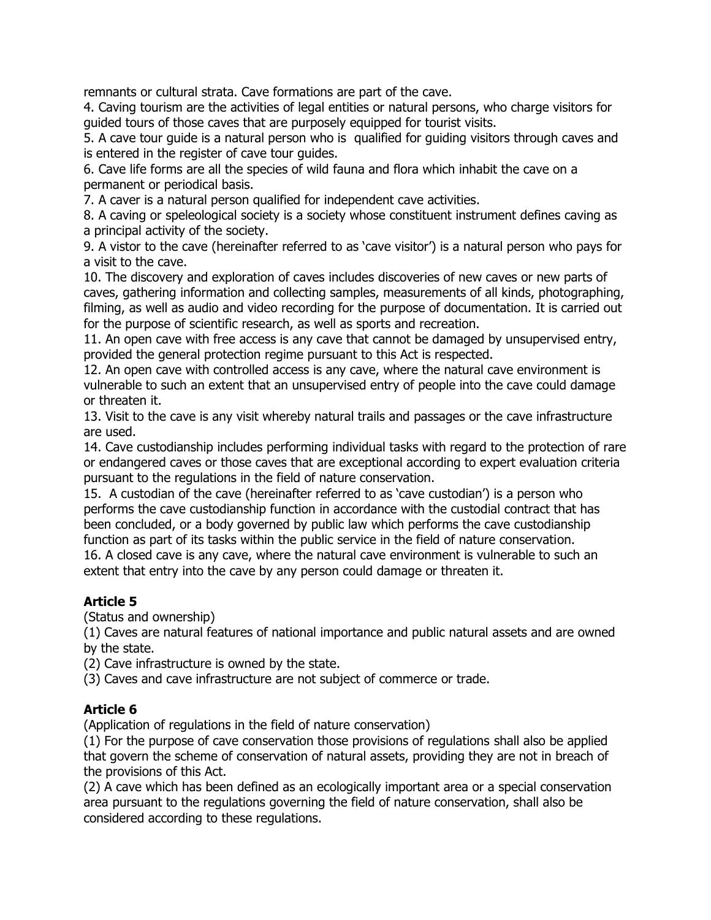remnants or cultural strata. Cave formations are part of the cave.

4. Caving tourism are the activities of legal entities or natural persons, who charge visitors for guided tours of those caves that are purposely equipped for tourist visits.

5. A cave tour guide is a natural person who is qualified for guiding visitors through caves and is entered in the register of cave tour guides.

6. Cave life forms are all the species of wild fauna and flora which inhabit the cave on a permanent or periodical basis.

7. A caver is a natural person qualified for independent cave activities.

8. A caving or speleological society is a society whose constituent instrument defines caving as a principal activity of the society.

9. A vistor to the cave (hereinafter referred to as 'cave visitor') is a natural person who pays for a visit to the cave.

10. The discovery and exploration of caves includes discoveries of new caves or new parts of caves, gathering information and collecting samples, measurements of all kinds, photographing, filming, as well as audio and video recording for the purpose of documentation. It is carried out for the purpose of scientific research, as well as sports and recreation.

11. An open cave with free access is any cave that cannot be damaged by unsupervised entry, provided the general protection regime pursuant to this Act is respected.

12. An open cave with controlled access is any cave, where the natural cave environment is vulnerable to such an extent that an unsupervised entry of people into the cave could damage or threaten it.

13. Visit to the cave is any visit whereby natural trails and passages or the cave infrastructure are used.

14. Cave custodianship includes performing individual tasks with regard to the protection of rare or endangered caves or those caves that are exceptional according to expert evaluation criteria pursuant to the regulations in the field of nature conservation.

15. A custodian of the cave (hereinafter referred to as 'cave custodian') is a person who performs the cave custodianship function in accordance with the custodial contract that has been concluded, or a body governed by public law which performs the cave custodianship function as part of its tasks within the public service in the field of nature conservation.

16. A closed cave is any cave, where the natural cave environment is vulnerable to such an extent that entry into the cave by any person could damage or threaten it.

### Article 5

(Status and ownership)

(1) Caves are natural features of national importance and public natural assets and are owned by the state.

(2) Cave infrastructure is owned by the state.

(3) Caves and cave infrastructure are not subject of commerce or trade.

### Article 6

(Application of regulations in the field of nature conservation)

(1) For the purpose of cave conservation those provisions of regulations shall also be applied that govern the scheme of conservation of natural assets, providing they are not in breach of the provisions of this Act.

(2) A cave which has been defined as an ecologically important area or a special conservation area pursuant to the regulations governing the field of nature conservation, shall also be considered according to these regulations.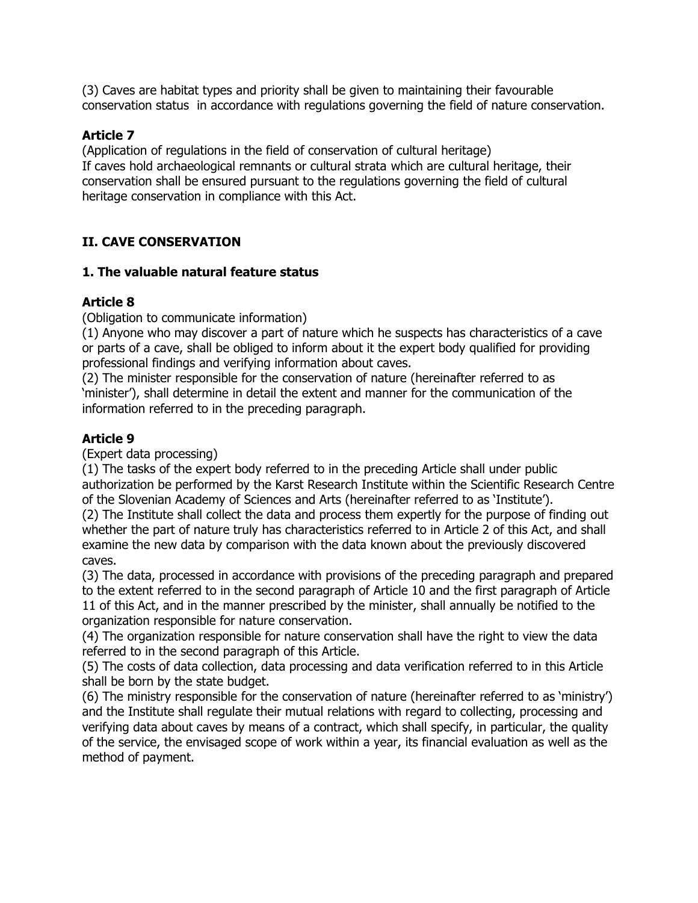(3) Caves are habitat types and priority shall be given to maintaining their favourable conservation status in accordance with regulations governing the field of nature conservation.

**Article 7**

(Application of regulations in the field of conservation of cultural heritage)
If caves hold archaeological remnants or cultural strata which are cultural heritage, their conservation shall be ensured pursuant to the regulations governing the field of cultural heritage conservation in compliance with this Act.

## II. CAVE CONSERVATION

### 1. The valuable natural feature status

**Article 8**

(Obligation to communicate information)
(1) Anyone who may discover a part of nature which he suspects has characteristics of a cave or parts of a cave, shall be obliged to inform about it the expert body qualified for providing professional findings and verifying information about caves.
(2) The minister responsible for the conservation of nature (hereinafter referred to as 'minister'), shall determine in detail the extent and manner for the communication of the information referred to in the preceding paragraph.

**Article 9**

(Expert data processing)
(1) The tasks of the expert body referred to in the preceding Article shall under public authorization be performed by the Karst Research Institute within the Scientific Research Centre of the Slovenian Academy of Sciences and Arts (hereinafter referred to as 'Institute').
(2) The Institute shall collect the data and process them expertly for the purpose of finding out whether the part of nature truly has characteristics referred to in Article 2 of this Act, and shall examine the new data by comparison with the data known about the previously discovered caves.
(3) The data, processed in accordance with provisions of the preceding paragraph and prepared to the extent referred to in the second paragraph of Article 10 and the first paragraph of Article 11 of this Act, and in the manner prescribed by the minister, shall annually be notified to the organization responsible for nature conservation.
(4) The organization responsible for nature conservation shall have the right to view the data referred to in the second paragraph of this Article.
(5) The costs of data collection, data processing and data verification referred to in this Article shall be born by the state budget.
(6) The ministry responsible for the conservation of nature (hereinafter referred to as 'ministry') and the Institute shall regulate their mutual relations with regard to collecting, processing and verifying data about caves by means of a contract, which shall specify, in particular, the quality of the service, the envisaged scope of work within a year, its financial evaluation as well as the method of payment.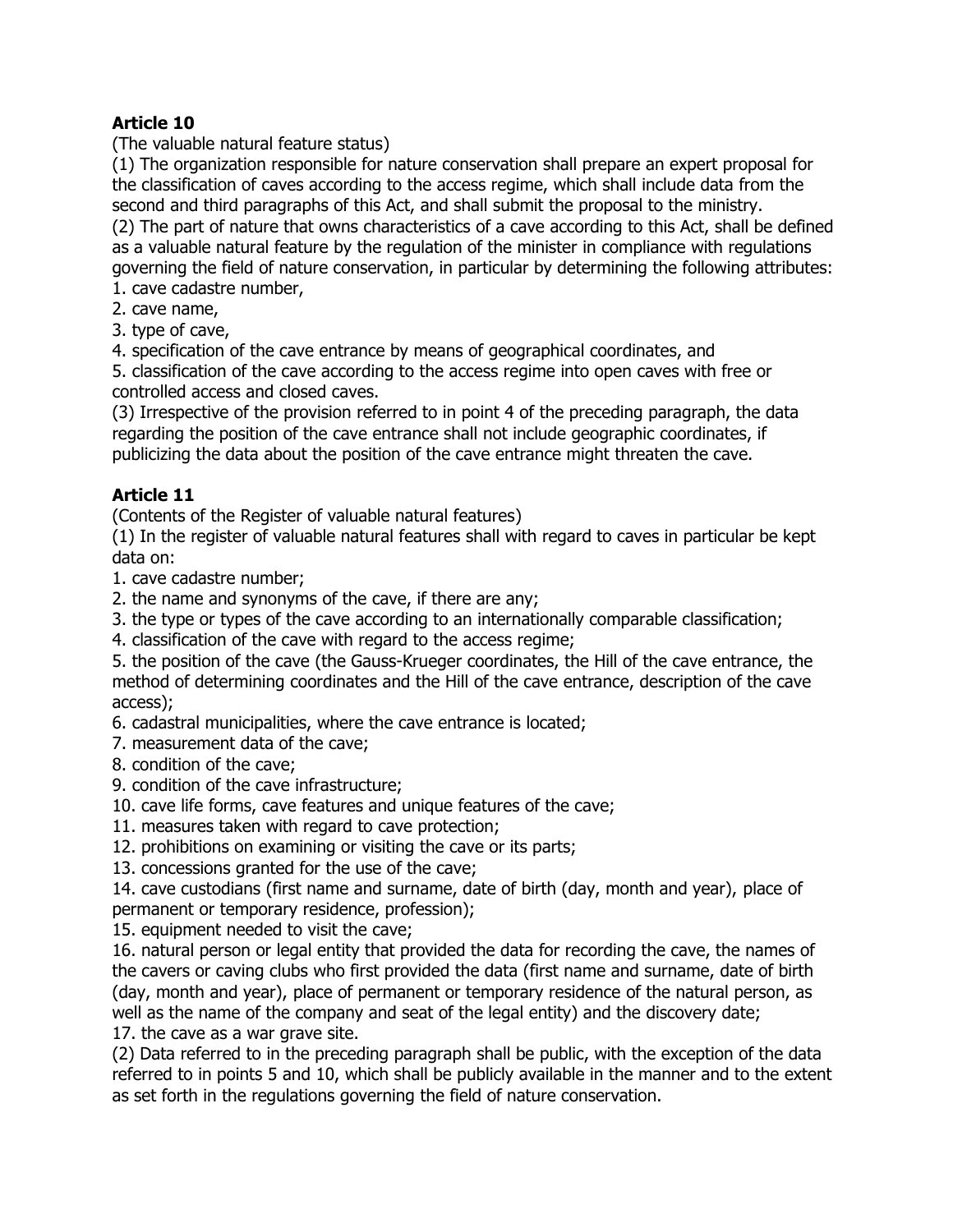**Article 10**

(The valuable natural feature status)

(1) The organization responsible for nature conservation shall prepare an expert proposal for the classification of caves according to the access regime, which shall include data from the second and third paragraphs of this Act, and shall submit the proposal to the ministry.

(2) The part of nature that owns characteristics of a cave according to this Act, shall be defined as a valuable natural feature by the regulation of the minister in compliance with regulations governing the field of nature conservation, in particular by determining the following attributes:

1. cave cadastre number,
2. cave name,
3. type of cave,
4. specification of the cave entrance by means of geographical coordinates, and
5. classification of the cave according to the access regime into open caves with free or controlled access and closed caves.

(3) Irrespective of the provision referred to in point 4 of the preceding paragraph, the data regarding the position of the cave entrance shall not include geographic coordinates, if publicizing the data about the position of the cave entrance might threaten the cave.

**Article 11**

(Contents of the Register of valuable natural features)

(1) In the register of valuable natural features shall with regard to caves in particular be kept data on:

1. cave cadastre number;
2. the name and synonyms of the cave, if there are any;
3. the type or types of the cave according to an internationally comparable classification;
4. classification of the cave with regard to the access regime;
5. the position of the cave (the Gauss-Krueger coordinates, the Hill of the cave entrance, the method of determining coordinates and the Hill of the cave entrance, description of the cave access);
6. cadastral municipalities, where the cave entrance is located;
7. measurement data of the cave;
8. condition of the cave;
9. condition of the cave infrastructure;
10. cave life forms, cave features and unique features of the cave;
11. measures taken with regard to cave protection;
12. prohibitions on examining or visiting the cave or its parts;
13. concessions granted for the use of the cave;
14. cave custodians (first name and surname, date of birth (day, month and year), place of permanent or temporary residence, profession);
15. equipment needed to visit the cave;
16. natural person or legal entity that provided the data for recording the cave, the names of the cavers or caving clubs who first provided the data (first name and surname, date of birth (day, month and year), place of permanent or temporary residence of the natural person, as well as the name of the company and seat of the legal entity) and the discovery date;
17. the cave as a war grave site.

(2) Data referred to in the preceding paragraph shall be public, with the exception of the data referred to in points 5 and 10, which shall be publicly available in the manner and to the extent as set forth in the regulations governing the field of nature conservation.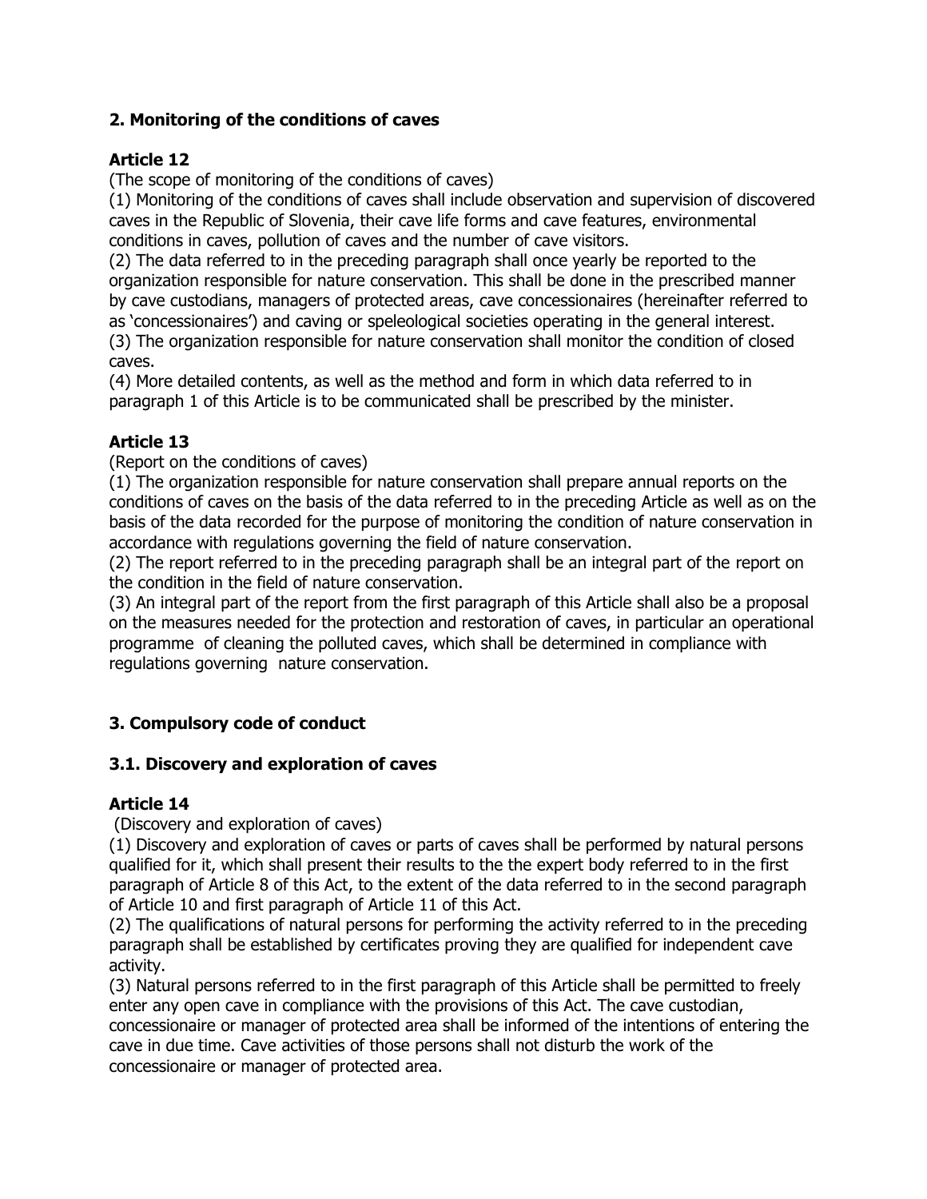## 2. Monitoring of the conditions of caves

### Article 12

(The scope of monitoring of the conditions of caves)

(1) Monitoring of the conditions of caves shall include observation and supervision of discovered caves in the Republic of Slovenia, their cave life forms and cave features, environmental conditions in caves, pollution of caves and the number of cave visitors.

(2) The data referred to in the preceding paragraph shall once yearly be reported to the organization responsible for nature conservation. This shall be done in the prescribed manner by cave custodians, managers of protected areas, cave concessionaires (hereinafter referred to as 'concessionaires') and caving or speleological societies operating in the general interest.

(3) The organization responsible for nature conservation shall monitor the condition of closed caves.

(4) More detailed contents, as well as the method and form in which data referred to in paragraph 1 of this Article is to be communicated shall be prescribed by the minister.

### Article 13

(Report on the conditions of caves)

(1) The organization responsible for nature conservation shall prepare annual reports on the conditions of caves on the basis of the data referred to in the preceding Article as well as on the basis of the data recorded for the purpose of monitoring the condition of nature conservation in accordance with regulations governing the field of nature conservation.

(2) The report referred to in the preceding paragraph shall be an integral part of the report on the condition in the field of nature conservation.

(3) An integral part of the report from the first paragraph of this Article shall also be a proposal on the measures needed for the protection and restoration of caves, in particular an operational programme of cleaning the polluted caves, which shall be determined in compliance with regulations governing nature conservation.

## 3. Compulsory code of conduct

### 3.1. Discovery and exploration of caves

### Article 14

(Discovery and exploration of caves)

(1) Discovery and exploration of caves or parts of caves shall be performed by natural persons qualified for it, which shall present their results to the the expert body referred to in the first paragraph of Article 8 of this Act, to the extent of the data referred to in the second paragraph of Article 10 and first paragraph of Article 11 of this Act.

(2) The qualifications of natural persons for performing the activity referred to in the preceding paragraph shall be established by certificates proving they are qualified for independent cave activity.

(3) Natural persons referred to in the first paragraph of this Article shall be permitted to freely enter any open cave in compliance with the provisions of this Act. The cave custodian, concessionaire or manager of protected area shall be informed of the intentions of entering the cave in due time. Cave activities of those persons shall not disturb the work of the concessionaire or manager of protected area.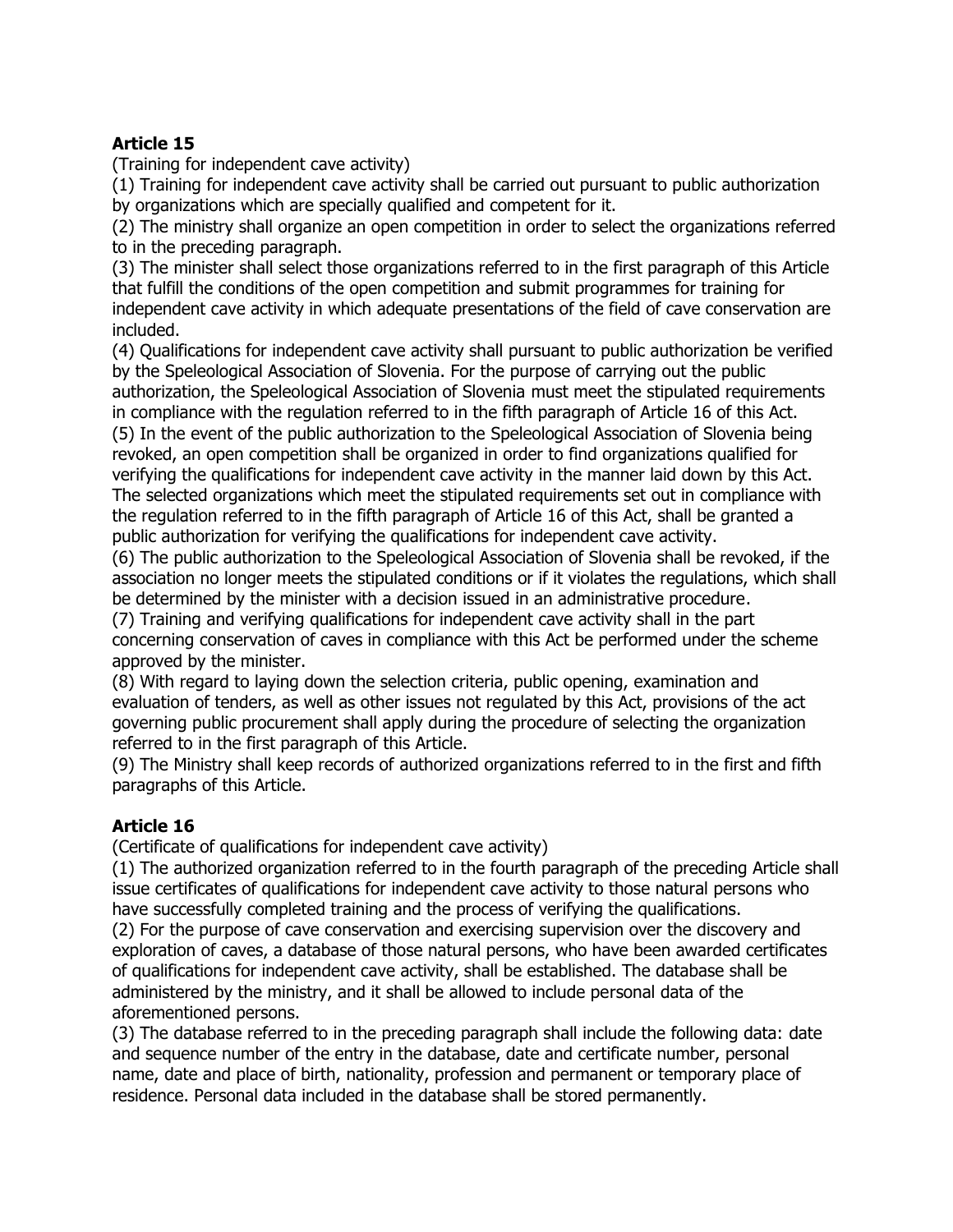**Article 15**

(Training for independent cave activity)

(1) Training for independent cave activity shall be carried out pursuant to public authorization by organizations which are specially qualified and competent for it.

(2) The ministry shall organize an open competition in order to select the organizations referred to in the preceding paragraph.

(3) The minister shall select those organizations referred to in the first paragraph of this Article that fulfill the conditions of the open competition and submit programmes for training for independent cave activity in which adequate presentations of the field of cave conservation are included.

(4) Qualifications for independent cave activity shall pursuant to public authorization be verified by the Speleological Association of Slovenia. For the purpose of carrying out the public authorization, the Speleological Association of Slovenia must meet the stipulated requirements in compliance with the regulation referred to in the fifth paragraph of Article 16 of this Act.

(5) In the event of the public authorization to the Speleological Association of Slovenia being revoked, an open competition shall be organized in order to find organizations qualified for verifying the qualifications for independent cave activity in the manner laid down by this Act. The selected organizations which meet the stipulated requirements set out in compliance with the regulation referred to in the fifth paragraph of Article 16 of this Act, shall be granted a public authorization for verifying the qualifications for independent cave activity.

(6) The public authorization to the Speleological Association of Slovenia shall be revoked, if the association no longer meets the stipulated conditions or if it violates the regulations, which shall be determined by the minister with a decision issued in an administrative procedure.

(7) Training and verifying qualifications for independent cave activity shall in the part concerning conservation of caves in compliance with this Act be performed under the scheme approved by the minister.

(8) With regard to laying down the selection criteria, public opening, examination and evaluation of tenders, as well as other issues not regulated by this Act, provisions of the act governing public procurement shall apply during the procedure of selecting the organization referred to in the first paragraph of this Article.

(9) The Ministry shall keep records of authorized organizations referred to in the first and fifth paragraphs of this Article.

**Article 16**

(Certificate of qualifications for independent cave activity)

(1) The authorized organization referred to in the fourth paragraph of the preceding Article shall issue certificates of qualifications for independent cave activity to those natural persons who have successfully completed training and the process of verifying the qualifications.

(2) For the purpose of cave conservation and exercising supervision over the discovery and exploration of caves, a database of those natural persons, who have been awarded certificates of qualifications for independent cave activity, shall be established. The database shall be administered by the ministry, and it shall be allowed to include personal data of the aforementioned persons.

(3) The database referred to in the preceding paragraph shall include the following data: date and sequence number of the entry in the database, date and certificate number, personal name, date and place of birth, nationality, profession and permanent or temporary place of residence. Personal data included in the database shall be stored permanently.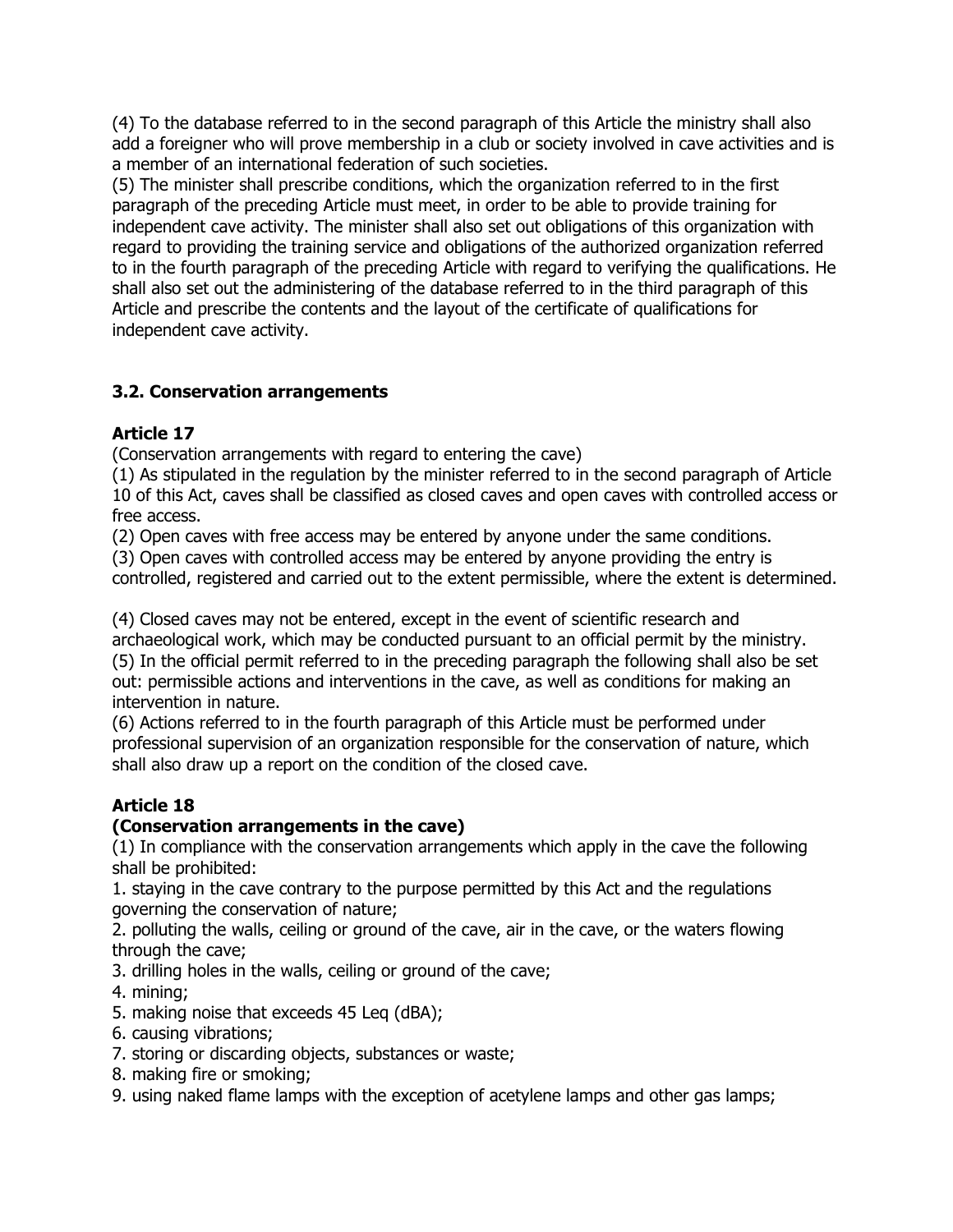(4) To the database referred to in the second paragraph of this Article the ministry shall also add a foreigner who will prove membership in a club or society involved in cave activities and is a member of an international federation of such societies.
(5) The minister shall prescribe conditions, which the organization referred to in the first paragraph of the preceding Article must meet, in order to be able to provide training for independent cave activity. The minister shall also set out obligations of this organization with regard to providing the training service and obligations of the authorized organization referred to in the fourth paragraph of the preceding Article with regard to verifying the qualifications. He shall also set out the administering of the database referred to in the third paragraph of this Article and prescribe the contents and the layout of the certificate of qualifications for independent cave activity.

### 3.2. Conservation arrangements

**Article 17**

(Conservation arrangements with regard to entering the cave)

(1) As stipulated in the regulation by the minister referred to in the second paragraph of Article 10 of this Act, caves shall be classified as closed caves and open caves with controlled access or free access.
(2) Open caves with free access may be entered by anyone under the same conditions.
(3) Open caves with controlled access may be entered by anyone providing the entry is controlled, registered and carried out to the extent permissible, where the extent is determined.

(4) Closed caves may not be entered, except in the event of scientific research and archaeological work, which may be conducted pursuant to an official permit by the ministry.
(5) In the official permit referred to in the preceding paragraph the following shall also be set out: permissible actions and interventions in the cave, as well as conditions for making an intervention in nature.
(6) Actions referred to in the fourth paragraph of this Article must be performed under professional supervision of an organization responsible for the conservation of nature, which shall also draw up a report on the condition of the closed cave.

**Article 18**

**(Conservation arrangements in the cave)**

(1) In compliance with the conservation arrangements which apply in the cave the following shall be prohibited:

1. staying in the cave contrary to the purpose permitted by this Act and the regulations governing the conservation of nature;
2. polluting the walls, ceiling or ground of the cave, air in the cave, or the waters flowing through the cave;
3. drilling holes in the walls, ceiling or ground of the cave;
4. mining;
5. making noise that exceeds 45 Leq (dBA);
6. causing vibrations;
7. storing or discarding objects, substances or waste;
8. making fire or smoking;
9. using naked flame lamps with the exception of acetylene lamps and other gas lamps;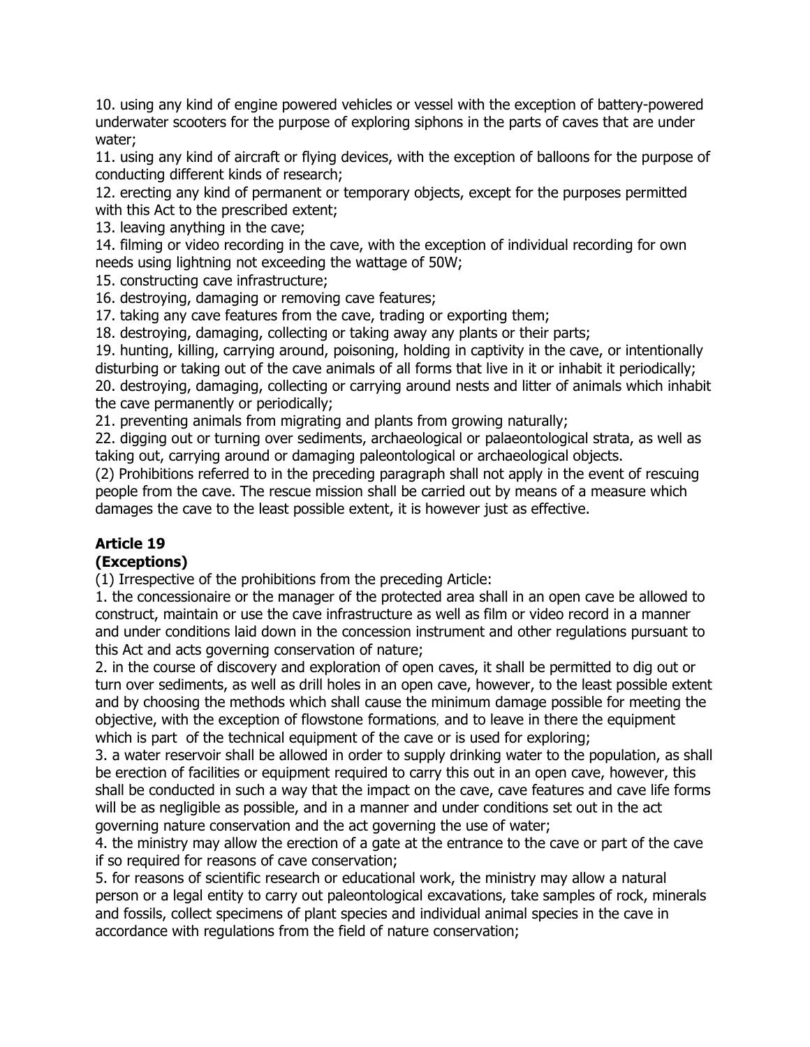10. using any kind of engine powered vehicles or vessel with the exception of battery-powered underwater scooters for the purpose of exploring siphons in the parts of caves that are under water;
11. using any kind of aircraft or flying devices, with the exception of balloons for the purpose of conducting different kinds of research;
12. erecting any kind of permanent or temporary objects, except for the purposes permitted with this Act to the prescribed extent;
13. leaving anything in the cave;
14. filming or video recording in the cave, with the exception of individual recording for own needs using lightning not exceeding the wattage of 50W;
15. constructing cave infrastructure;
16. destroying, damaging or removing cave features;
17. taking any cave features from the cave, trading or exporting them;
18. destroying, damaging, collecting or taking away any plants or their parts;
19. hunting, killing, carrying around, poisoning, holding in captivity in the cave, or intentionally disturbing or taking out of the cave animals of all forms that live in it or inhabit it periodically;
20. destroying, damaging, collecting or carrying around nests and litter of animals which inhabit the cave permanently or periodically;
21. preventing animals from migrating and plants from growing naturally;
22. digging out or turning over sediments, archaeological or palaeontological strata, as well as taking out, carrying around or damaging paleontological or archaeological objects.

(2) Prohibitions referred to in the preceding paragraph shall not apply in the event of rescuing people from the cave. The rescue mission shall be carried out by means of a measure which damages the cave to the least possible extent, it is however just as effective.

### Article 19
### (Exceptions)

(1) Irrespective of the prohibitions from the preceding Article:

1. the concessionaire or the manager of the protected area shall in an open cave be allowed to construct, maintain or use the cave infrastructure as well as film or video record in a manner and under conditions laid down in the concession instrument and other regulations pursuant to this Act and acts governing conservation of nature;
2. in the course of discovery and exploration of open caves, it shall be permitted to dig out or turn over sediments, as well as drill holes in an open cave, however, to the least possible extent and by choosing the methods which shall cause the minimum damage possible for meeting the objective, with the exception of flowstone formations, and to leave in there the equipment which is part of the technical equipment of the cave or is used for exploring;
3. a water reservoir shall be allowed in order to supply drinking water to the population, as shall be erection of facilities or equipment required to carry this out in an open cave, however, this shall be conducted in such a way that the impact on the cave, cave features and cave life forms will be as negligible as possible, and in a manner and under conditions set out in the act governing nature conservation and the act governing the use of water;
4. the ministry may allow the erection of a gate at the entrance to the cave or part of the cave if so required for reasons of cave conservation;
5. for reasons of scientific research or educational work, the ministry may allow a natural person or a legal entity to carry out paleontological excavations, take samples of rock, minerals and fossils, collect specimens of plant species and individual animal species in the cave in accordance with regulations from the field of nature conservation;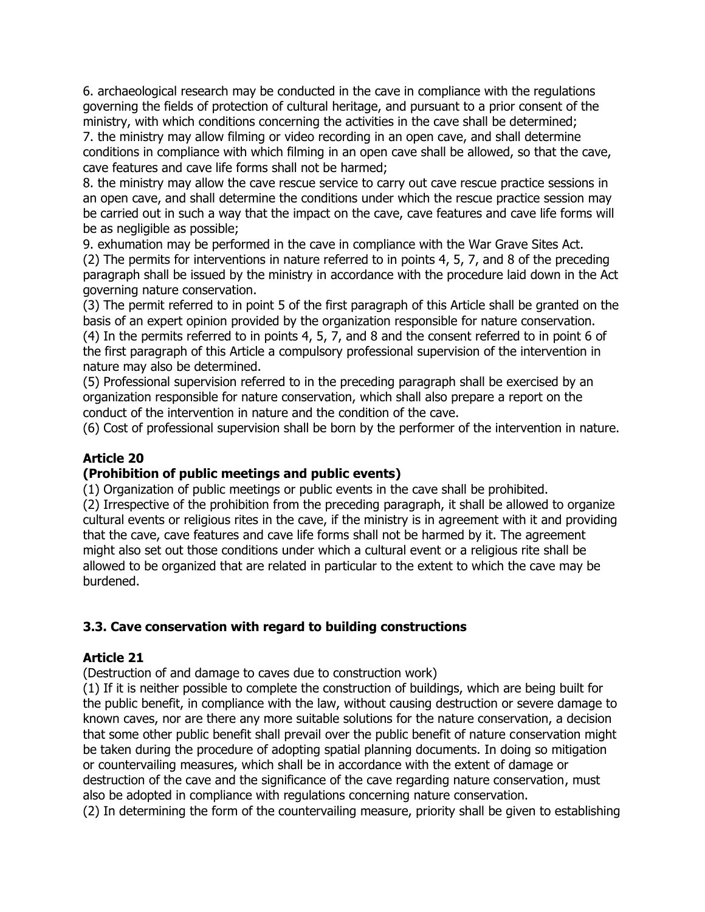6. archaeological research may be conducted in the cave in compliance with the regulations governing the fields of protection of cultural heritage, and pursuant to a prior consent of the ministry, with which conditions concerning the activities in the cave shall be determined;
7. the ministry may allow filming or video recording in an open cave, and shall determine conditions in compliance with which filming in an open cave shall be allowed, so that the cave, cave features and cave life forms shall not be harmed;
8. the ministry may allow the cave rescue service to carry out cave rescue practice sessions in an open cave, and shall determine the conditions under which the rescue practice session may be carried out in such a way that the impact on the cave, cave features and cave life forms will be as negligible as possible;
9. exhumation may be performed in the cave in compliance with the War Grave Sites Act.
(2) The permits for interventions in nature referred to in points 4, 5, 7, and 8 of the preceding paragraph shall be issued by the ministry in accordance with the procedure laid down in the Act governing nature conservation.
(3) The permit referred to in point 5 of the first paragraph of this Article shall be granted on the basis of an expert opinion provided by the organization responsible for nature conservation.
(4) In the permits referred to in points 4, 5, 7, and 8 and the consent referred to in point 6 of the first paragraph of this Article a compulsory professional supervision of the intervention in nature may also be determined.
(5) Professional supervision referred to in the preceding paragraph shall be exercised by an organization responsible for nature conservation, which shall also prepare a report on the conduct of the intervention in nature and the condition of the cave.
(6) Cost of professional supervision shall be born by the performer of the intervention in nature.

**Article 20**
**(Prohibition of public meetings and public events)**

(1) Organization of public meetings or public events in the cave shall be prohibited.
(2) Irrespective of the prohibition from the preceding paragraph, it shall be allowed to organize cultural events or religious rites in the cave, if the ministry is in agreement with it and providing that the cave, cave features and cave life forms shall not be harmed by it. The agreement might also set out those conditions under which a cultural event or a religious rite shall be allowed to be organized that are related in particular to the extent to which the cave may be burdened.

### 3.3. Cave conservation with regard to building constructions

**Article 21**
(Destruction of and damage to caves due to construction work)

(1) If it is neither possible to complete the construction of buildings, which are being built for the public benefit, in compliance with the law, without causing destruction or severe damage to known caves, nor are there any more suitable solutions for the nature conservation, a decision that some other public benefit shall prevail over the public benefit of nature conservation might be taken during the procedure of adopting spatial planning documents. In doing so mitigation or countervailing measures, which shall be in accordance with the extent of damage or destruction of the cave and the significance of the cave regarding nature conservation, must also be adopted in compliance with regulations concerning nature conservation.
(2) In determining the form of the countervailing measure, priority shall be given to establishing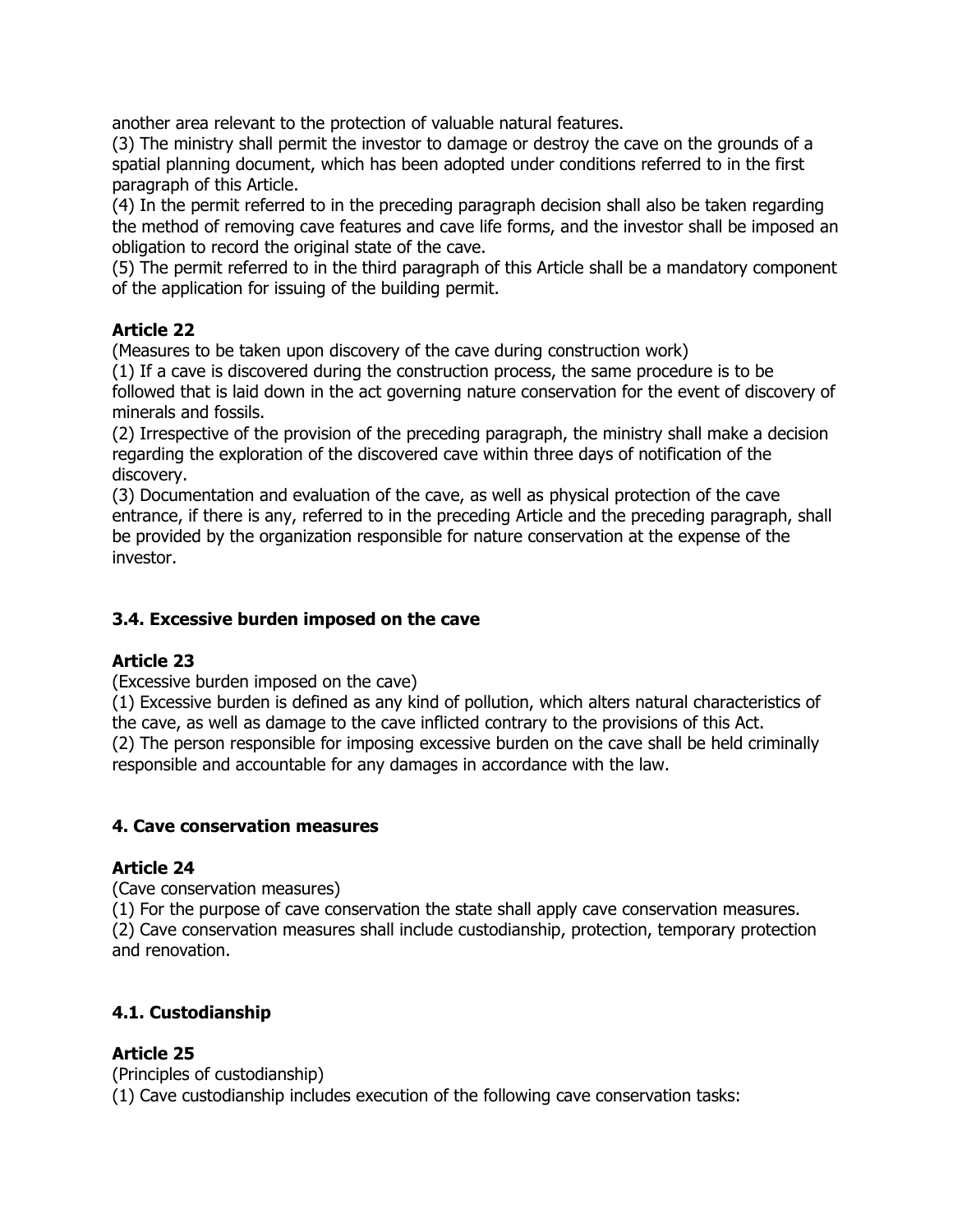another area relevant to the protection of valuable natural features.
(3) The ministry shall permit the investor to damage or destroy the cave on the grounds of a spatial planning document, which has been adopted under conditions referred to in the first paragraph of this Article.
(4) In the permit referred to in the preceding paragraph decision shall also be taken regarding the method of removing cave features and cave life forms, and the investor shall be imposed an obligation to record the original state of the cave.
(5) The permit referred to in the third paragraph of this Article shall be a mandatory component of the application for issuing of the building permit.

**Article 22**
(Measures to be taken upon discovery of the cave during construction work)
(1) If a cave is discovered during the construction process, the same procedure is to be followed that is laid down in the act governing nature conservation for the event of discovery of minerals and fossils.
(2) Irrespective of the provision of the preceding paragraph, the ministry shall make a decision regarding the exploration of the discovered cave within three days of notification of the discovery.
(3) Documentation and evaluation of the cave, as well as physical protection of the cave entrance, if there is any, referred to in the preceding Article and the preceding paragraph, shall be provided by the organization responsible for nature conservation at the expense of the investor.

### 3.4. Excessive burden imposed on the cave

**Article 23**
(Excessive burden imposed on the cave)
(1) Excessive burden is defined as any kind of pollution, which alters natural characteristics of the cave, as well as damage to the cave inflicted contrary to the provisions of this Act.
(2) The person responsible for imposing excessive burden on the cave shall be held criminally responsible and accountable for any damages in accordance with the law.

## 4. Cave conservation measures

**Article 24**
(Cave conservation measures)
(1) For the purpose of cave conservation the state shall apply cave conservation measures.
(2) Cave conservation measures shall include custodianship, protection, temporary protection and renovation.

### 4.1. Custodianship

**Article 25**
(Principles of custodianship)
(1) Cave custodianship includes execution of the following cave conservation tasks: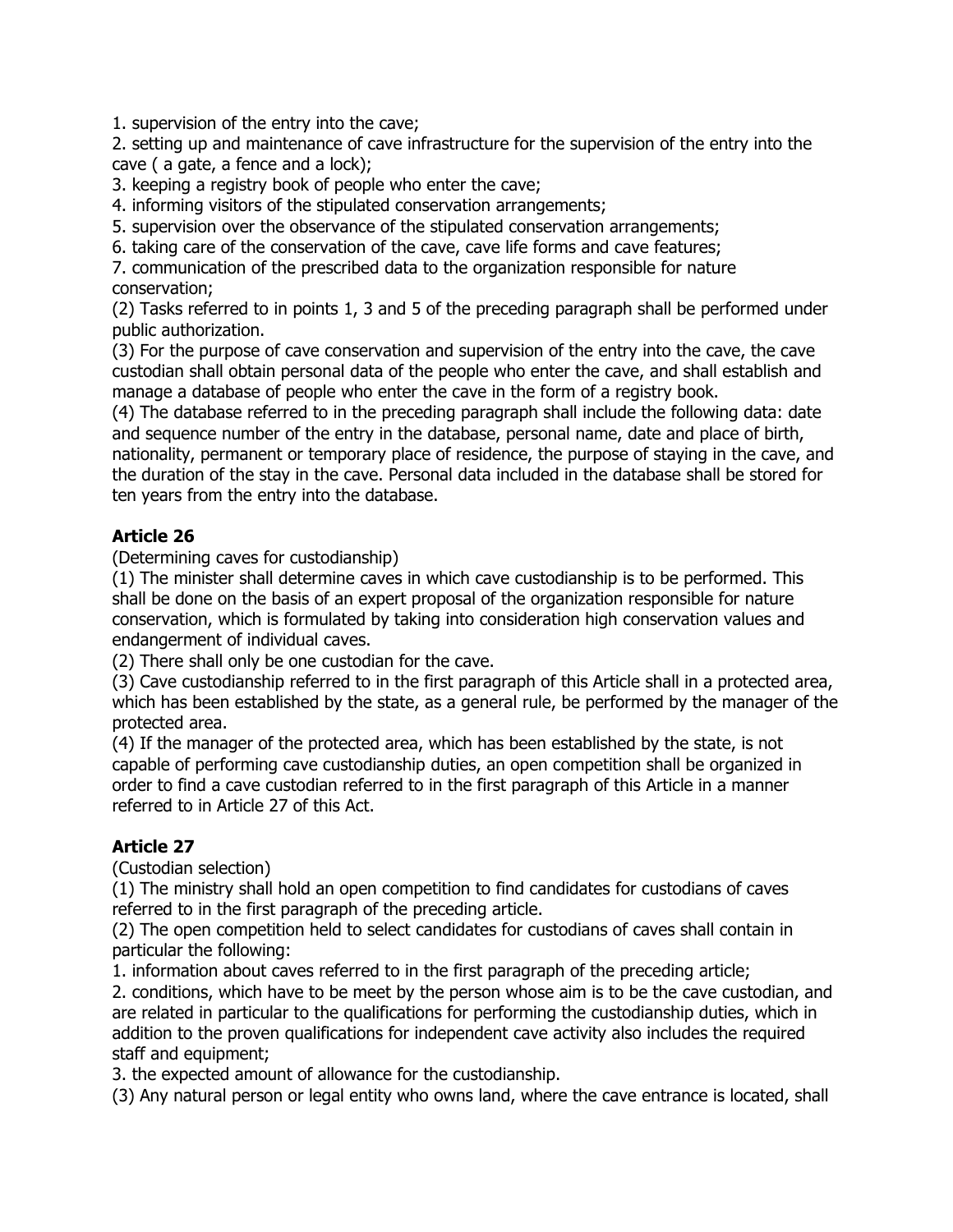1. supervision of the entry into the cave;
2. setting up and maintenance of cave infrastructure for the supervision of the entry into the cave ( a gate, a fence and a lock);
3. keeping a registry book of people who enter the cave;
4. informing visitors of the stipulated conservation arrangements;
5. supervision over the observance of the stipulated conservation arrangements;
6. taking care of the conservation of the cave, cave life forms and cave features;
7. communication of the prescribed data to the organization responsible for nature conservation;

(2) Tasks referred to in points 1, 3 and 5 of the preceding paragraph shall be performed under public authorization.
(3) For the purpose of cave conservation and supervision of the entry into the cave, the cave custodian shall obtain personal data of the people who enter the cave, and shall establish and manage a database of people who enter the cave in the form of a registry book.
(4) The database referred to in the preceding paragraph shall include the following data: date and sequence number of the entry in the database, personal name, date and place of birth, nationality, permanent or temporary place of residence, the purpose of staying in the cave, and the duration of the stay in the cave. Personal data included in the database shall be stored for ten years from the entry into the database.

**Article 26**

(Determining caves for custodianship)
(1) The minister shall determine caves in which cave custodianship is to be performed. This shall be done on the basis of an expert proposal of the organization responsible for nature conservation, which is formulated by taking into consideration high conservation values and endangerment of individual caves.
(2) There shall only be one custodian for the cave.
(3) Cave custodianship referred to in the first paragraph of this Article shall in a protected area, which has been established by the state, as a general rule, be performed by the manager of the protected area.
(4) If the manager of the protected area, which has been established by the state, is not capable of performing cave custodianship duties, an open competition shall be organized in order to find a cave custodian referred to in the first paragraph of this Article in a manner referred to in Article 27 of this Act.

**Article 27**

(Custodian selection)
(1) The ministry shall hold an open competition to find candidates for custodians of caves referred to in the first paragraph of the preceding article.
(2) The open competition held to select candidates for custodians of caves shall contain in particular the following:

1. information about caves referred to in the first paragraph of the preceding article;
2. conditions, which have to be meet by the person whose aim is to be the cave custodian, and are related in particular to the qualifications for performing the custodianship duties, which in addition to the proven qualifications for independent cave activity also includes the required staff and equipment;
3. the expected amount of allowance for the custodianship.

(3) Any natural person or legal entity who owns land, where the cave entrance is located, shall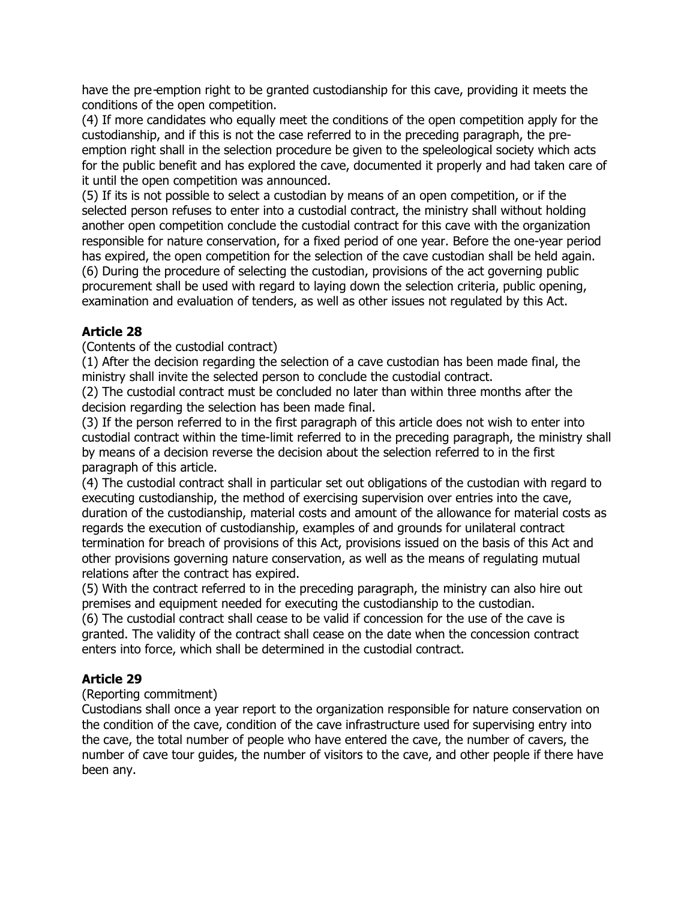have the pre-emption right to be granted custodianship for this cave, providing it meets the conditions of the open competition.

(4) If more candidates who equally meet the conditions of the open competition apply for the custodianship, and if this is not the case referred to in the preceding paragraph, the pre-emption right shall in the selection procedure be given to the speleological society which acts for the public benefit and has explored the cave, documented it properly and had taken care of it until the open competition was announced.

(5) If its is not possible to select a custodian by means of an open competition, or if the selected person refuses to enter into a custodial contract, the ministry shall without holding another open competition conclude the custodial contract for this cave with the organization responsible for nature conservation, for a fixed period of one year. Before the one-year period has expired, the open competition for the selection of the cave custodian shall be held again.

(6) During the procedure of selecting the custodian, provisions of the act governing public procurement shall be used with regard to laying down the selection criteria, public opening, examination and evaluation of tenders, as well as other issues not regulated by this Act.

### Article 28

(Contents of the custodial contract)

(1) After the decision regarding the selection of a cave custodian has been made final, the ministry shall invite the selected person to conclude the custodial contract.

(2) The custodial contract must be concluded no later than within three months after the decision regarding the selection has been made final.

(3) If the person referred to in the first paragraph of this article does not wish to enter into custodial contract within the time-limit referred to in the preceding paragraph, the ministry shall by means of a decision reverse the decision about the selection referred to in the first paragraph of this article.

(4) The custodial contract shall in particular set out obligations of the custodian with regard to executing custodianship, the method of exercising supervision over entries into the cave, duration of the custodianship, material costs and amount of the allowance for material costs as regards the execution of custodianship, examples of and grounds for unilateral contract termination for breach of provisions of this Act, provisions issued on the basis of this Act and other provisions governing nature conservation, as well as the means of regulating mutual relations after the contract has expired.

(5) With the contract referred to in the preceding paragraph, the ministry can also hire out premises and equipment needed for executing the custodianship to the custodian.

(6) The custodial contract shall cease to be valid if concession for the use of the cave is granted. The validity of the contract shall cease on the date when the concession contract enters into force, which shall be determined in the custodial contract.

### Article 29

(Reporting commitment)

Custodians shall once a year report to the organization responsible for nature conservation on the condition of the cave, condition of the cave infrastructure used for supervising entry into the cave, the total number of people who have entered the cave, the number of cavers, the number of cave tour guides, the number of visitors to the cave, and other people if there have been any.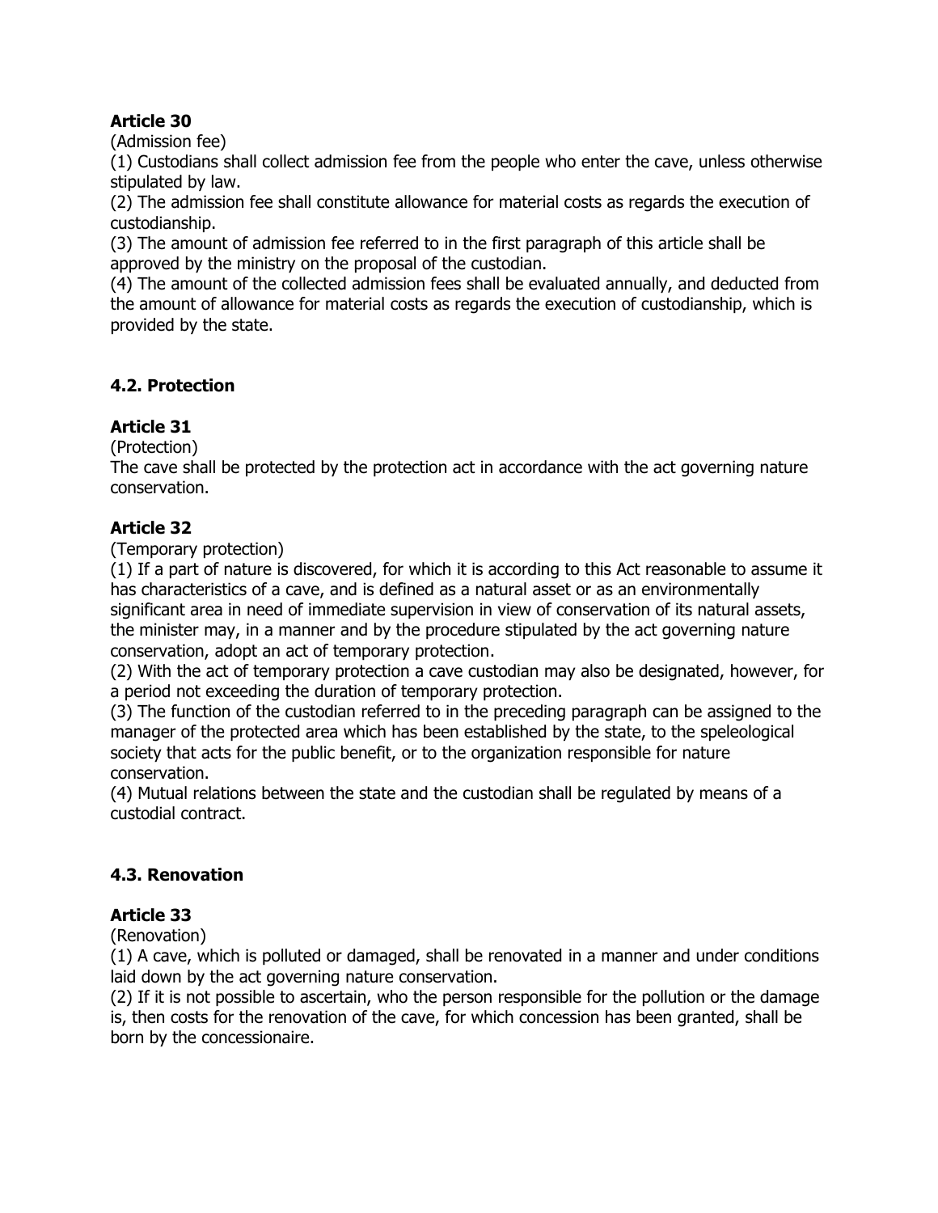**Article 30**

(Admission fee)

(1) Custodians shall collect admission fee from the people who enter the cave, unless otherwise stipulated by law.

(2) The admission fee shall constitute allowance for material costs as regards the execution of custodianship.

(3) The amount of admission fee referred to in the first paragraph of this article shall be approved by the ministry on the proposal of the custodian.

(4) The amount of the collected admission fees shall be evaluated annually, and deducted from the amount of allowance for material costs as regards the execution of custodianship, which is provided by the state.

### 4.2. Protection

**Article 31**

(Protection)

The cave shall be protected by the protection act in accordance with the act governing nature conservation.

**Article 32**

(Temporary protection)

(1) If a part of nature is discovered, for which it is according to this Act reasonable to assume it has characteristics of a cave, and is defined as a natural asset or as an environmentally significant area in need of immediate supervision in view of conservation of its natural assets, the minister may, in a manner and by the procedure stipulated by the act governing nature conservation, adopt an act of temporary protection.

(2) With the act of temporary protection a cave custodian may also be designated, however, for a period not exceeding the duration of temporary protection.

(3) The function of the custodian referred to in the preceding paragraph can be assigned to the manager of the protected area which has been established by the state, to the speleological society that acts for the public benefit, or to the organization responsible for nature conservation.

(4) Mutual relations between the state and the custodian shall be regulated by means of a custodial contract.

### 4.3. Renovation

**Article 33**

(Renovation)

(1) A cave, which is polluted or damaged, shall be renovated in a manner and under conditions laid down by the act governing nature conservation.

(2) If it is not possible to ascertain, who the person responsible for the pollution or the damage is, then costs for the renovation of the cave, for which concession has been granted, shall be born by the concessionaire.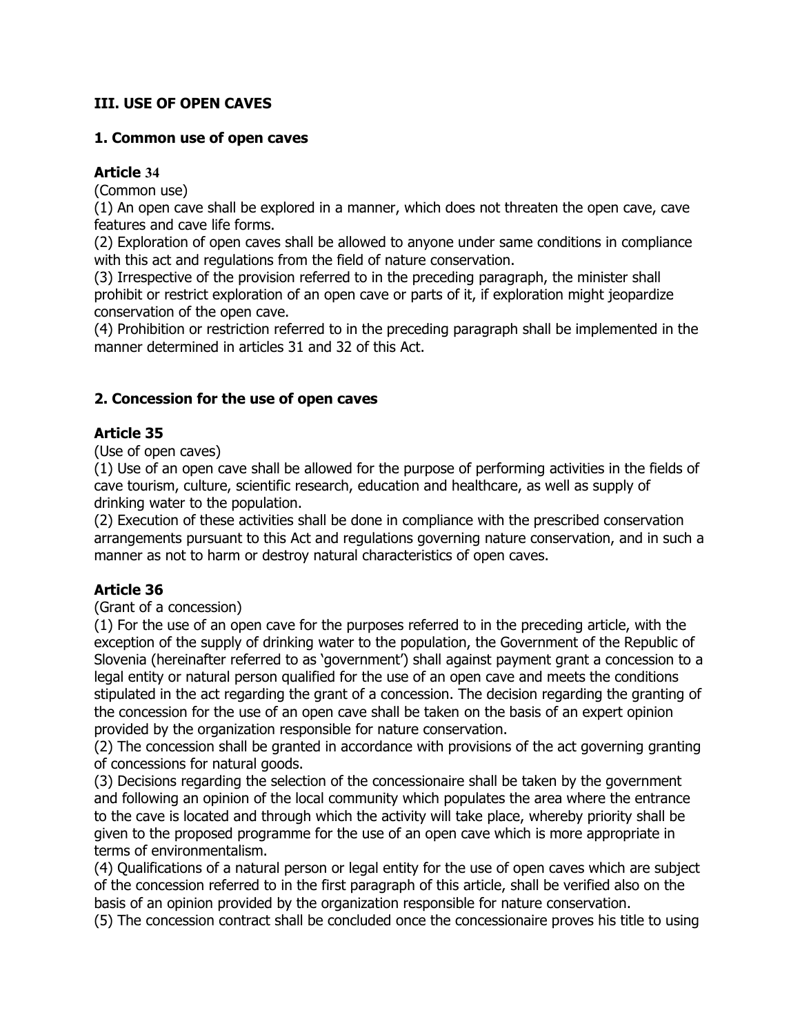## III. USE OF OPEN CAVES

### 1. Common use of open caves

#### Article 34

(Common use)

(1) An open cave shall be explored in a manner, which does not threaten the open cave, cave features and cave life forms.

(2) Exploration of open caves shall be allowed to anyone under same conditions in compliance with this act and regulations from the field of nature conservation.

(3) Irrespective of the provision referred to in the preceding paragraph, the minister shall prohibit or restrict exploration of an open cave or parts of it, if exploration might jeopardize conservation of the open cave.

(4) Prohibition or restriction referred to in the preceding paragraph shall be implemented in the manner determined in articles 31 and 32 of this Act.

### 2. Concession for the use of open caves

#### Article 35

(Use of open caves)

(1) Use of an open cave shall be allowed for the purpose of performing activities in the fields of cave tourism, culture, scientific research, education and healthcare, as well as supply of drinking water to the population.

(2) Execution of these activities shall be done in compliance with the prescribed conservation arrangements pursuant to this Act and regulations governing nature conservation, and in such a manner as not to harm or destroy natural characteristics of open caves.

#### Article 36

(Grant of a concession)

(1) For the use of an open cave for the purposes referred to in the preceding article, with the exception of the supply of drinking water to the population, the Government of the Republic of Slovenia (hereinafter referred to as 'government') shall against payment grant a concession to a legal entity or natural person qualified for the use of an open cave and meets the conditions stipulated in the act regarding the grant of a concession. The decision regarding the granting of the concession for the use of an open cave shall be taken on the basis of an expert opinion provided by the organization responsible for nature conservation.

(2) The concession shall be granted in accordance with provisions of the act governing granting of concessions for natural goods.

(3) Decisions regarding the selection of the concessionaire shall be taken by the government and following an opinion of the local community which populates the area where the entrance to the cave is located and through which the activity will take place, whereby priority shall be given to the proposed programme for the use of an open cave which is more appropriate in terms of environmentalism.

(4) Qualifications of a natural person or legal entity for the use of open caves which are subject of the concession referred to in the first paragraph of this article, shall be verified also on the basis of an opinion provided by the organization responsible for nature conservation.

(5) The concession contract shall be concluded once the concessionaire proves his title to using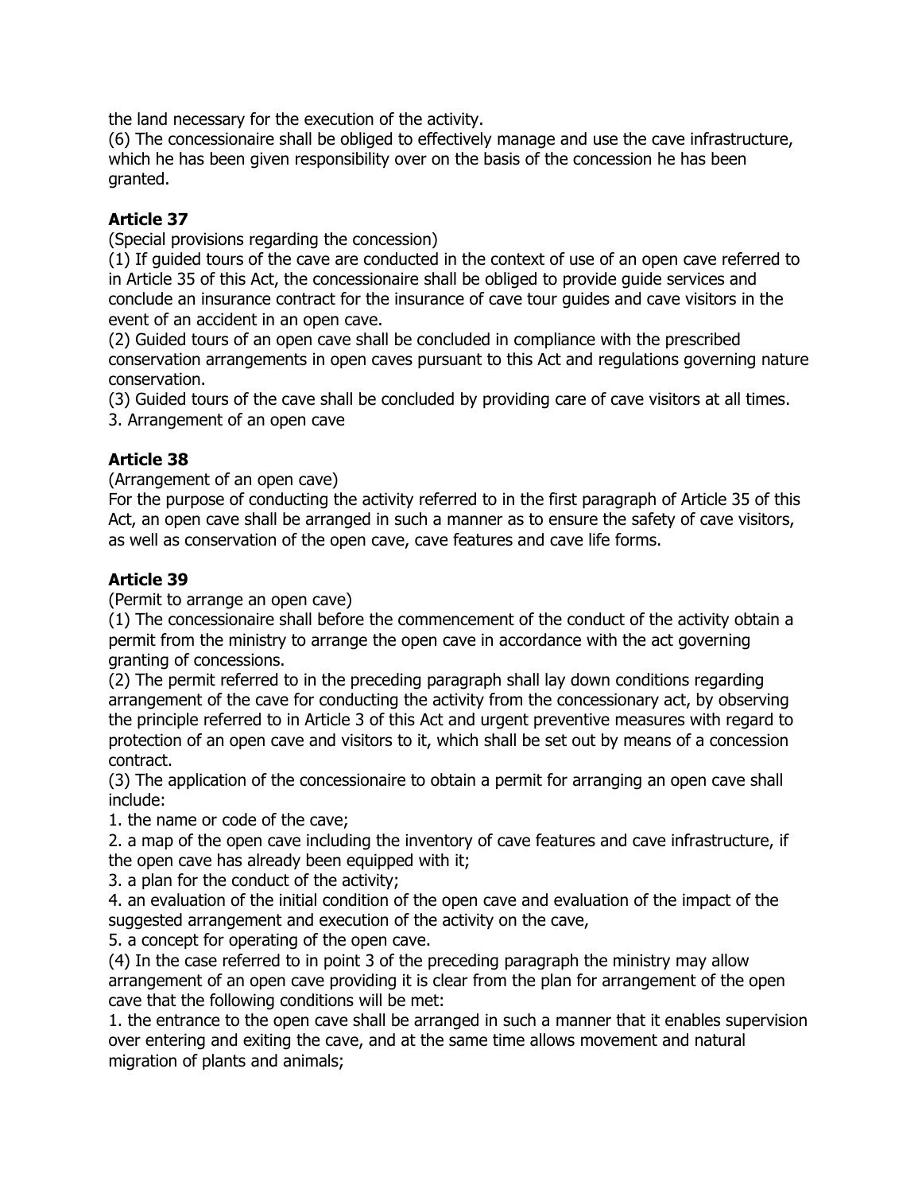the land necessary for the execution of the activity.
(6) The concessionaire shall be obliged to effectively manage and use the cave infrastructure, which he has been given responsibility over on the basis of the concession he has been granted.

**Article 37**

(Special provisions regarding the concession)
(1) If guided tours of the cave are conducted in the context of use of an open cave referred to in Article 35 of this Act, the concessionaire shall be obliged to provide guide services and conclude an insurance contract for the insurance of cave tour guides and cave visitors in the event of an accident in an open cave.
(2) Guided tours of an open cave shall be concluded in compliance with the prescribed conservation arrangements in open caves pursuant to this Act and regulations governing nature conservation.
(3) Guided tours of the cave shall be concluded by providing care of cave visitors at all times.
3. Arrangement of an open cave

**Article 38**

(Arrangement of an open cave)
For the purpose of conducting the activity referred to in the first paragraph of Article 35 of this Act, an open cave shall be arranged in such a manner as to ensure the safety of cave visitors, as well as conservation of the open cave, cave features and cave life forms.

**Article 39**

(Permit to arrange an open cave)
(1) The concessionaire shall before the commencement of the conduct of the activity obtain a permit from the ministry to arrange the open cave in accordance with the act governing granting of concessions.
(2) The permit referred to in the preceding paragraph shall lay down conditions regarding arrangement of the cave for conducting the activity from the concessionary act, by observing the principle referred to in Article 3 of this Act and urgent preventive measures with regard to protection of an open cave and visitors to it, which shall be set out by means of a concession contract.
(3) The application of the concessionaire to obtain a permit for arranging an open cave shall include:
1. the name or code of the cave;
2. a map of the open cave including the inventory of cave features and cave infrastructure, if the open cave has already been equipped with it;
3. a plan for the conduct of the activity;
4. an evaluation of the initial condition of the open cave and evaluation of the impact of the suggested arrangement and execution of the activity on the cave,
5. a concept for operating of the open cave.
(4) In the case referred to in point 3 of the preceding paragraph the ministry may allow arrangement of an open cave providing it is clear from the plan for arrangement of the open cave that the following conditions will be met:
1. the entrance to the open cave shall be arranged in such a manner that it enables supervision over entering and exiting the cave, and at the same time allows movement and natural migration of plants and animals;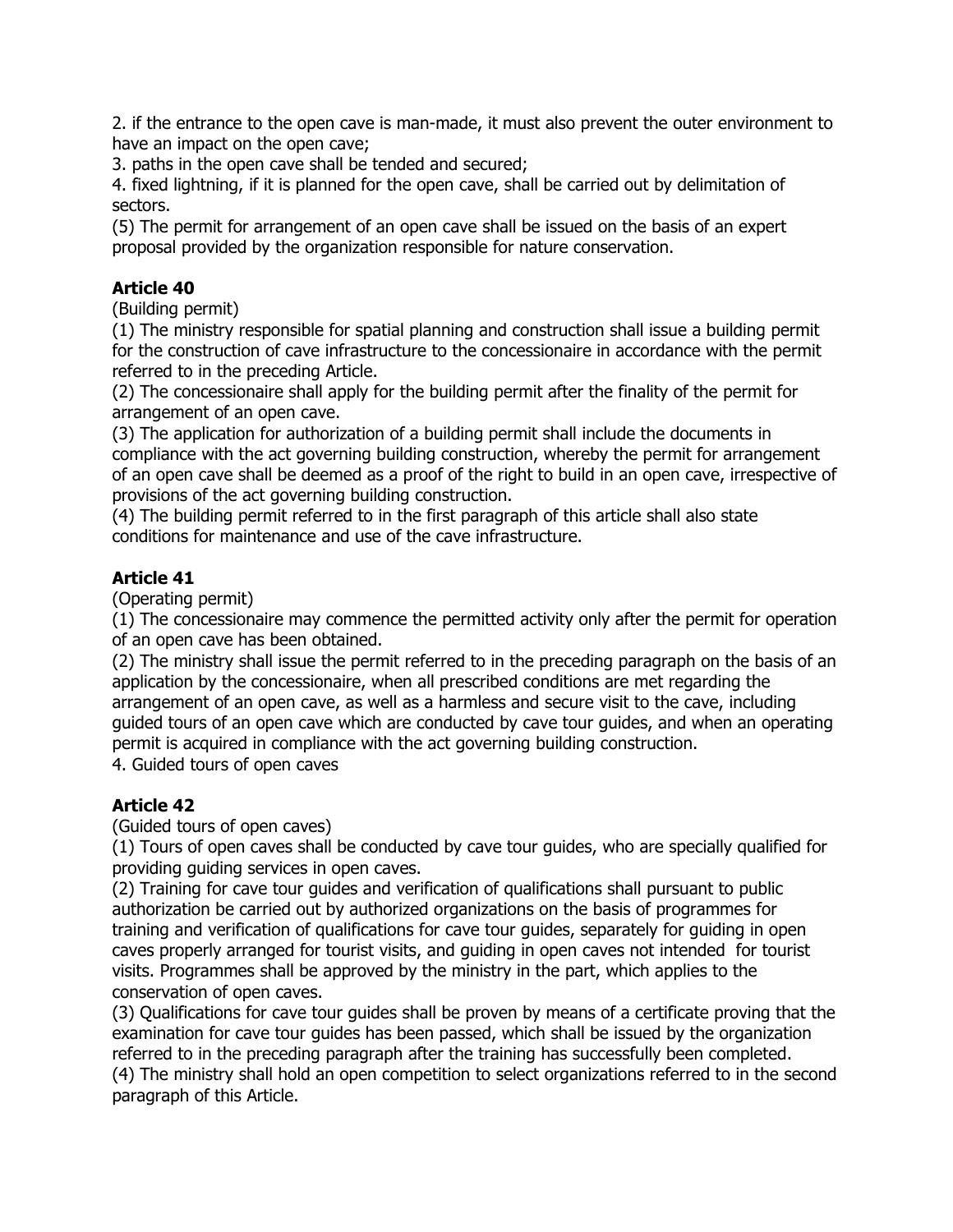2. if the entrance to the open cave is man-made, it must also prevent the outer environment to have an impact on the open cave;
3. paths in the open cave shall be tended and secured;
4. fixed lightning, if it is planned for the open cave, shall be carried out by delimitation of sectors.
(5) The permit for arrangement of an open cave shall be issued on the basis of an expert proposal provided by the organization responsible for nature conservation.

**Article 40**
(Building permit)
(1) The ministry responsible for spatial planning and construction shall issue a building permit for the construction of cave infrastructure to the concessionaire in accordance with the permit referred to in the preceding Article.
(2) The concessionaire shall apply for the building permit after the finality of the permit for arrangement of an open cave.
(3) The application for authorization of a building permit shall include the documents in compliance with the act governing building construction, whereby the permit for arrangement of an open cave shall be deemed as a proof of the right to build in an open cave, irrespective of provisions of the act governing building construction.
(4) The building permit referred to in the first paragraph of this article shall also state conditions for maintenance and use of the cave infrastructure.

**Article 41**
(Operating permit)
(1) The concessionaire may commence the permitted activity only after the permit for operation of an open cave has been obtained.
(2) The ministry shall issue the permit referred to in the preceding paragraph on the basis of an application by the concessionaire, when all prescribed conditions are met regarding the arrangement of an open cave, as well as a harmless and secure visit to the cave, including guided tours of an open cave which are conducted by cave tour guides, and when an operating permit is acquired in compliance with the act governing building construction.
4. Guided tours of open caves

**Article 42**
(Guided tours of open caves)
(1) Tours of open caves shall be conducted by cave tour guides, who are specially qualified for providing guiding services in open caves.
(2) Training for cave tour guides and verification of qualifications shall pursuant to public authorization be carried out by authorized organizations on the basis of programmes for training and verification of qualifications for cave tour guides, separately for guiding in open caves properly arranged for tourist visits, and guiding in open caves not intended for tourist visits. Programmes shall be approved by the ministry in the part, which applies to the conservation of open caves.
(3) Qualifications for cave tour guides shall be proven by means of a certificate proving that the examination for cave tour guides has been passed, which shall be issued by the organization referred to in the preceding paragraph after the training has successfully been completed.
(4) The ministry shall hold an open competition to select organizations referred to in the second paragraph of this Article.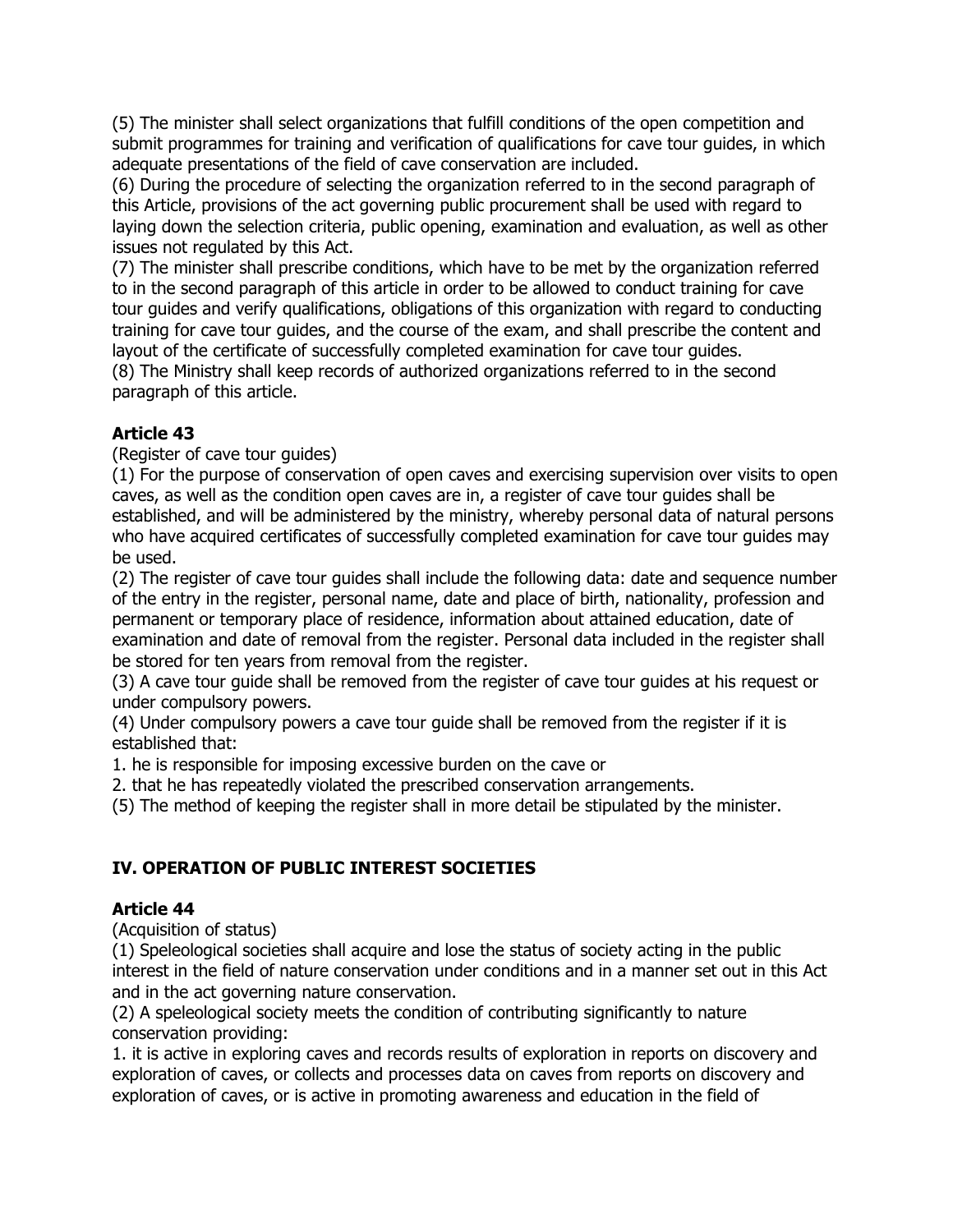(5) The minister shall select organizations that fulfill conditions of the open competition and submit programmes for training and verification of qualifications for cave tour guides, in which adequate presentations of the field of cave conservation are included.

(6) During the procedure of selecting the organization referred to in the second paragraph of this Article, provisions of the act governing public procurement shall be used with regard to laying down the selection criteria, public opening, examination and evaluation, as well as other issues not regulated by this Act.

(7) The minister shall prescribe conditions, which have to be met by the organization referred to in the second paragraph of this article in order to be allowed to conduct training for cave tour guides and verify qualifications, obligations of this organization with regard to conducting training for cave tour guides, and the course of the exam, and shall prescribe the content and layout of the certificate of successfully completed examination for cave tour guides.

(8) The Ministry shall keep records of authorized organizations referred to in the second paragraph of this article.

### Article 43

(Register of cave tour guides)

(1) For the purpose of conservation of open caves and exercising supervision over visits to open caves, as well as the condition open caves are in, a register of cave tour guides shall be established, and will be administered by the ministry, whereby personal data of natural persons who have acquired certificates of successfully completed examination for cave tour guides may be used.

(2) The register of cave tour guides shall include the following data: date and sequence number of the entry in the register, personal name, date and place of birth, nationality, profession and permanent or temporary place of residence, information about attained education, date of examination and date of removal from the register. Personal data included in the register shall be stored for ten years from removal from the register.

(3) A cave tour guide shall be removed from the register of cave tour guides at his request or under compulsory powers.

(4) Under compulsory powers a cave tour guide shall be removed from the register if it is established that:

1. he is responsible for imposing excessive burden on the cave or
2. that he has repeatedly violated the prescribed conservation arrangements.

(5) The method of keeping the register shall in more detail be stipulated by the minister.

## IV. OPERATION OF PUBLIC INTEREST SOCIETIES

### Article 44

(Acquisition of status)

(1) Speleological societies shall acquire and lose the status of society acting in the public interest in the field of nature conservation under conditions and in a manner set out in this Act and in the act governing nature conservation.

(2) A speleological society meets the condition of contributing significantly to nature conservation providing:

1. it is active in exploring caves and records results of exploration in reports on discovery and exploration of caves, or collects and processes data on caves from reports on discovery and exploration of caves, or is active in promoting awareness and education in the field of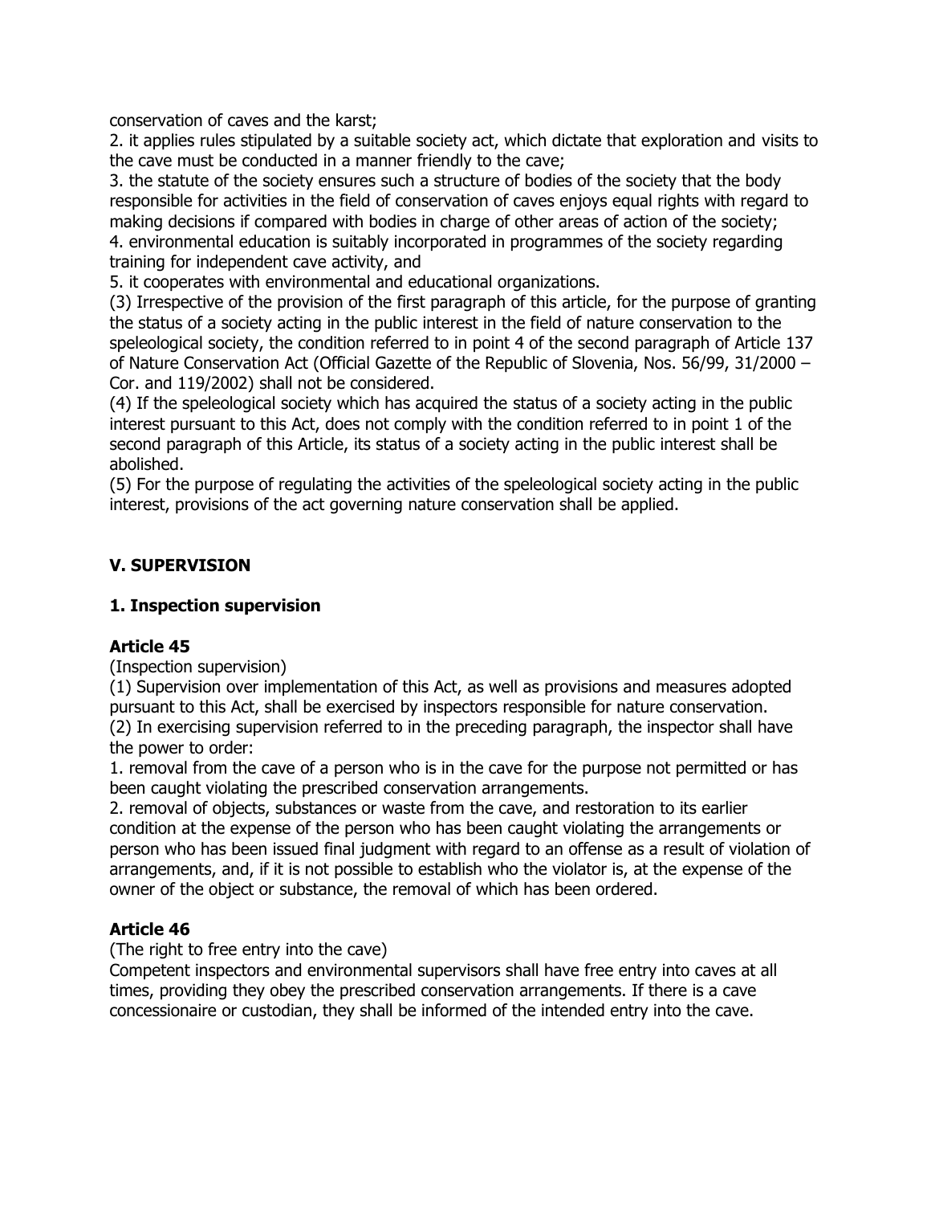conservation of caves and the karst;

2. it applies rules stipulated by a suitable society act, which dictate that exploration and visits to the cave must be conducted in a manner friendly to the cave;

3. the statute of the society ensures such a structure of bodies of the society that the body responsible for activities in the field of conservation of caves enjoys equal rights with regard to making decisions if compared with bodies in charge of other areas of action of the society;

4. environmental education is suitably incorporated in programmes of the society regarding training for independent cave activity, and

5. it cooperates with environmental and educational organizations.

(3) Irrespective of the provision of the first paragraph of this article, for the purpose of granting the status of a society acting in the public interest in the field of nature conservation to the speleological society, the condition referred to in point 4 of the second paragraph of Article 137 of Nature Conservation Act (Official Gazette of the Republic of Slovenia, Nos. 56/99, 31/2000 – Cor. and 119/2002) shall not be considered.

(4) If the speleological society which has acquired the status of a society acting in the public interest pursuant to this Act, does not comply with the condition referred to in point 1 of the second paragraph of this Article, its status of a society acting in the public interest shall be abolished.

(5) For the purpose of regulating the activities of the speleological society acting in the public interest, provisions of the act governing nature conservation shall be applied.

## V. SUPERVISION

### 1. Inspection supervision

#### Article 45

(Inspection supervision)

(1) Supervision over implementation of this Act, as well as provisions and measures adopted pursuant to this Act, shall be exercised by inspectors responsible for nature conservation.

(2) In exercising supervision referred to in the preceding paragraph, the inspector shall have the power to order:

1. removal from the cave of a person who is in the cave for the purpose not permitted or has been caught violating the prescribed conservation arrangements.

2. removal of objects, substances or waste from the cave, and restoration to its earlier condition at the expense of the person who has been caught violating the arrangements or person who has been issued final judgment with regard to an offense as a result of violation of arrangements, and, if it is not possible to establish who the violator is, at the expense of the owner of the object or substance, the removal of which has been ordered.

#### Article 46

(The right to free entry into the cave)

Competent inspectors and environmental supervisors shall have free entry into caves at all times, providing they obey the prescribed conservation arrangements. If there is a cave concessionaire or custodian, they shall be informed of the intended entry into the cave.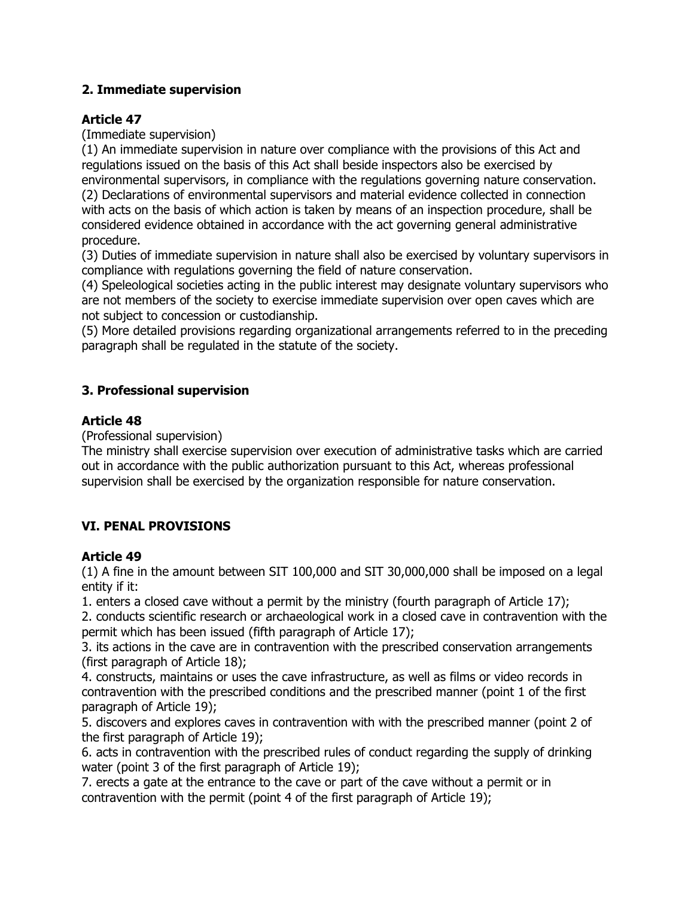## 2. Immediate supervision

**Article 47**

(Immediate supervision)

(1) An immediate supervision in nature over compliance with the provisions of this Act and regulations issued on the basis of this Act shall beside inspectors also be exercised by environmental supervisors, in compliance with the regulations governing nature conservation.

(2) Declarations of environmental supervisors and material evidence collected in connection with acts on the basis of which action is taken by means of an inspection procedure, shall be considered evidence obtained in accordance with the act governing general administrative procedure.

(3) Duties of immediate supervision in nature shall also be exercised by voluntary supervisors in compliance with regulations governing the field of nature conservation.

(4) Speleological societies acting in the public interest may designate voluntary supervisors who are not members of the society to exercise immediate supervision over open caves which are not subject to concession or custodianship.

(5) More detailed provisions regarding organizational arrangements referred to in the preceding paragraph shall be regulated in the statute of the society.

## 3. Professional supervision

**Article 48**

(Professional supervision)

The ministry shall exercise supervision over execution of administrative tasks which are carried out in accordance with the public authorization pursuant to this Act, whereas professional supervision shall be exercised by the organization responsible for nature conservation.

## VI. PENAL PROVISIONS

**Article 49**

(1) A fine in the amount between SIT 100,000 and SIT 30,000,000 shall be imposed on a legal entity if it:

1. enters a closed cave without a permit by the ministry (fourth paragraph of Article 17);
2. conducts scientific research or archaeological work in a closed cave in contravention with the permit which has been issued (fifth paragraph of Article 17);
3. its actions in the cave are in contravention with the prescribed conservation arrangements (first paragraph of Article 18);
4. constructs, maintains or uses the cave infrastructure, as well as films or video records in contravention with the prescribed conditions and the prescribed manner (point 1 of the first paragraph of Article 19);
5. discovers and explores caves in contravention with with the prescribed manner (point 2 of the first paragraph of Article 19);
6. acts in contravention with the prescribed rules of conduct regarding the supply of drinking water (point 3 of the first paragraph of Article 19);
7. erects a gate at the entrance to the cave or part of the cave without a permit or in contravention with the permit (point 4 of the first paragraph of Article 19);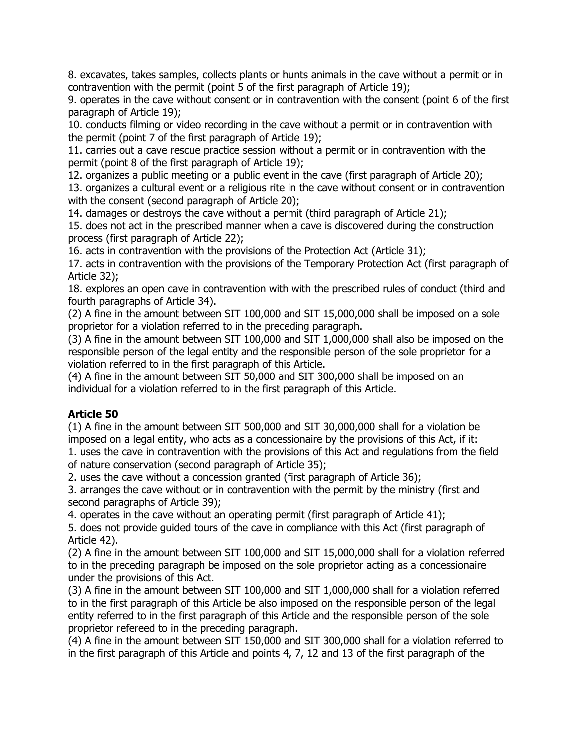8. excavates, takes samples, collects plants or hunts animals in the cave without a permit or in contravention with the permit (point 5 of the first paragraph of Article 19);
9. operates in the cave without consent or in contravention with the consent (point 6 of the first paragraph of Article 19);
10. conducts filming or video recording in the cave without a permit or in contravention with the permit (point 7 of the first paragraph of Article 19);
11. carries out a cave rescue practice session without a permit or in contravention with the permit (point 8 of the first paragraph of Article 19);
12. organizes a public meeting or a public event in the cave (first paragraph of Article 20);
13. organizes a cultural event or a religious rite in the cave without consent or in contravention with the consent (second paragraph of Article 20);
14. damages or destroys the cave without a permit (third paragraph of Article 21);
15. does not act in the prescribed manner when a cave is discovered during the construction process (first paragraph of Article 22);
16. acts in contravention with the provisions of the Protection Act (Article 31);
17. acts in contravention with the provisions of the Temporary Protection Act (first paragraph of Article 32);
18. explores an open cave in contravention with with the prescribed rules of conduct (third and fourth paragraphs of Article 34).

(2) A fine in the amount between SIT 100,000 and SIT 15,000,000 shall be imposed on a sole proprietor for a violation referred to in the preceding paragraph.

(3) A fine in the amount between SIT 100,000 and SIT 1,000,000 shall also be imposed on the responsible person of the legal entity and the responsible person of the sole proprietor for a violation referred to in the first paragraph of this Article.

(4) A fine in the amount between SIT 50,000 and SIT 300,000 shall be imposed on an individual for a violation referred to in the first paragraph of this Article.

**Article 50**

(1) A fine in the amount between SIT 500,000 and SIT 30,000,000 shall for a violation be imposed on a legal entity, who acts as a concessionaire by the provisions of this Act, if it:
1. uses the cave in contravention with the provisions of this Act and regulations from the field of nature conservation (second paragraph of Article 35);
2. uses the cave without a concession granted (first paragraph of Article 36);
3. arranges the cave without or in contravention with the permit by the ministry (first and second paragraphs of Article 39);
4. operates in the cave without an operating permit (first paragraph of Article 41);
5. does not provide guided tours of the cave in compliance with this Act (first paragraph of Article 42).

(2) A fine in the amount between SIT 100,000 and SIT 15,000,000 shall for a violation referred to in the preceding paragraph be imposed on the sole proprietor acting as a concessionaire under the provisions of this Act.

(3) A fine in the amount between SIT 100,000 and SIT 1,000,000 shall for a violation referred to in the first paragraph of this Article be also imposed on the responsible person of the legal entity referred to in the first paragraph of this Article and the responsible person of the sole proprietor refereed to in the preceding paragraph.

(4) A fine in the amount between SIT 150,000 and SIT 300,000 shall for a violation referred to in the first paragraph of this Article and points 4, 7, 12 and 13 of the first paragraph of the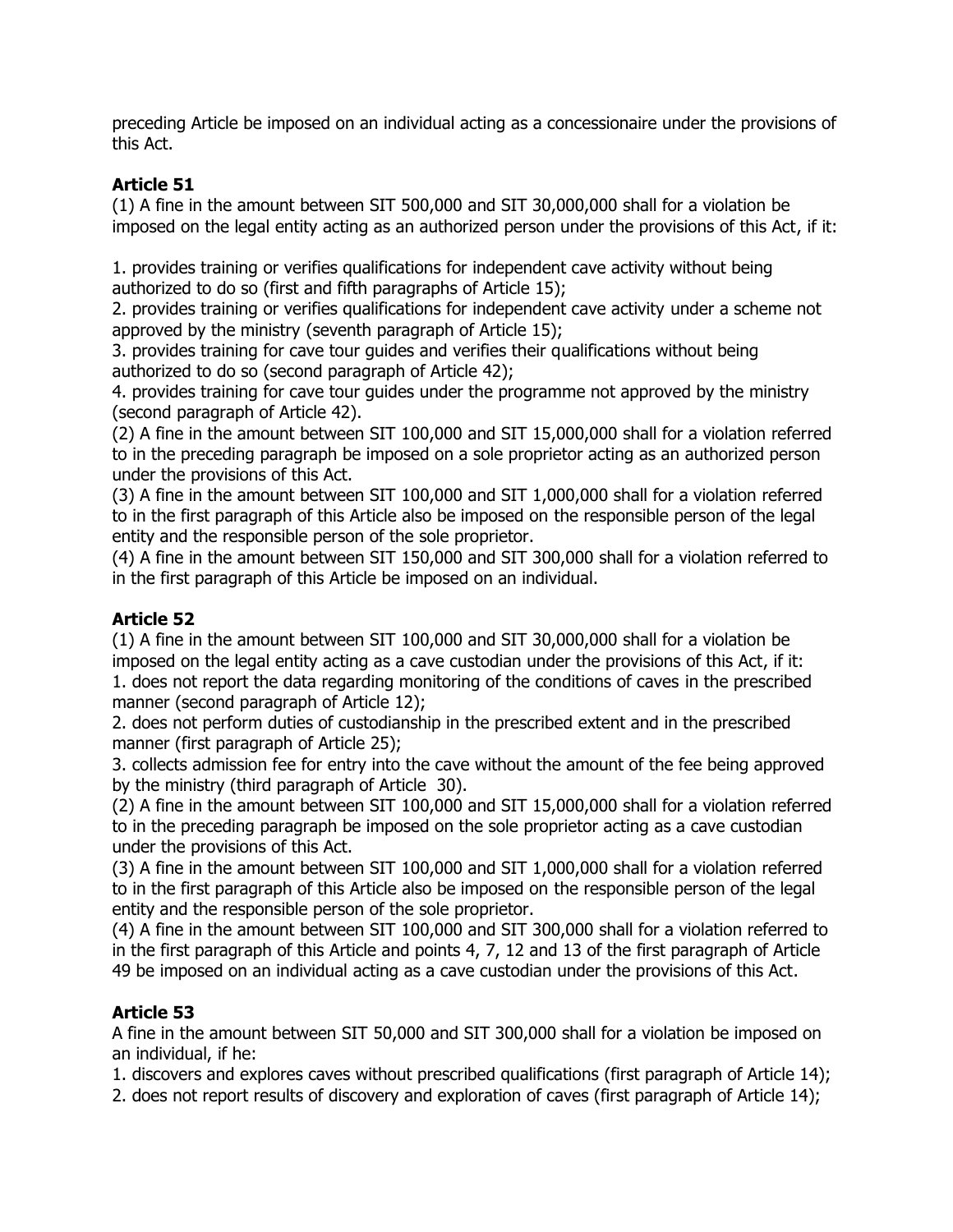preceding Article be imposed on an individual acting as a concessionaire under the provisions of this Act.

### Article 51

(1) A fine in the amount between SIT 500,000 and SIT 30,000,000 shall for a violation be imposed on the legal entity acting as an authorized person under the provisions of this Act, if it:

1. provides training or verifies qualifications for independent cave activity without being authorized to do so (first and fifth paragraphs of Article 15);
2. provides training or verifies qualifications for independent cave activity under a scheme not approved by the ministry (seventh paragraph of Article 15);
3. provides training for cave tour guides and verifies their qualifications without being authorized to do so (second paragraph of Article 42);
4. provides training for cave tour guides under the programme not approved by the ministry (second paragraph of Article 42).

(2) A fine in the amount between SIT 100,000 and SIT 15,000,000 shall for a violation referred to in the preceding paragraph be imposed on a sole proprietor acting as an authorized person under the provisions of this Act.

(3) A fine in the amount between SIT 100,000 and SIT 1,000,000 shall for a violation referred to in the first paragraph of this Article also be imposed on the responsible person of the legal entity and the responsible person of the sole proprietor.

(4) A fine in the amount between SIT 150,000 and SIT 300,000 shall for a violation referred to in the first paragraph of this Article be imposed on an individual.

### Article 52

(1) A fine in the amount between SIT 100,000 and SIT 30,000,000 shall for a violation be imposed on the legal entity acting as a cave custodian under the provisions of this Act, if it:

1. does not report the data regarding monitoring of the conditions of caves in the prescribed manner (second paragraph of Article 12);
2. does not perform duties of custodianship in the prescribed extent and in the prescribed manner (first paragraph of Article 25);
3. collects admission fee for entry into the cave without the amount of the fee being approved by the ministry (third paragraph of Article 30).

(2) A fine in the amount between SIT 100,000 and SIT 15,000,000 shall for a violation referred to in the preceding paragraph be imposed on the sole proprietor acting as a cave custodian under the provisions of this Act.

(3) A fine in the amount between SIT 100,000 and SIT 1,000,000 shall for a violation referred to in the first paragraph of this Article also be imposed on the responsible person of the legal entity and the responsible person of the sole proprietor.

(4) A fine in the amount between SIT 100,000 and SIT 300,000 shall for a violation referred to in the first paragraph of this Article and points 4, 7, 12 and 13 of the first paragraph of Article 49 be imposed on an individual acting as a cave custodian under the provisions of this Act.

### Article 53

A fine in the amount between SIT 50,000 and SIT 300,000 shall for a violation be imposed on an individual, if he:

1. discovers and explores caves without prescribed qualifications (first paragraph of Article 14);
2. does not report results of discovery and exploration of caves (first paragraph of Article 14);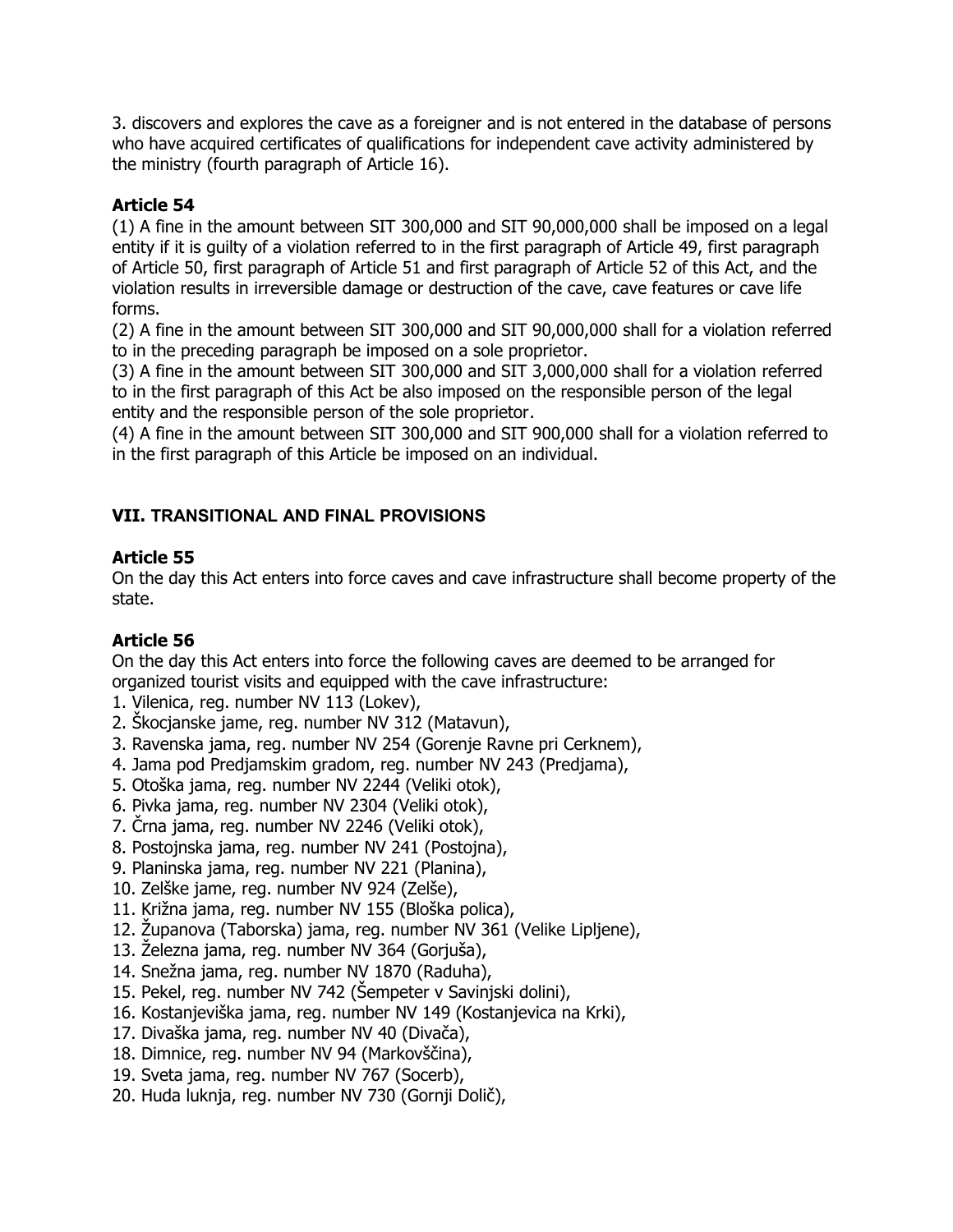3. discovers and explores the cave as a foreigner and is not entered in the database of persons who have acquired certificates of qualifications for independent cave activity administered by the ministry (fourth paragraph of Article 16).

### Article 54

(1) A fine in the amount between SIT 300,000 and SIT 90,000,000 shall be imposed on a legal entity if it is guilty of a violation referred to in the first paragraph of Article 49, first paragraph of Article 50, first paragraph of Article 51 and first paragraph of Article 52 of this Act, and the violation results in irreversible damage or destruction of the cave, cave features or cave life forms.
(2) A fine in the amount between SIT 300,000 and SIT 90,000,000 shall for a violation referred to in the preceding paragraph be imposed on a sole proprietor.
(3) A fine in the amount between SIT 300,000 and SIT 3,000,000 shall for a violation referred to in the first paragraph of this Act be also imposed on the responsible person of the legal entity and the responsible person of the sole proprietor.
(4) A fine in the amount between SIT 300,000 and SIT 900,000 shall for a violation referred to in the first paragraph of this Article be imposed on an individual.

## VII. TRANSITIONAL AND FINAL PROVISIONS

### Article 55

On the day this Act enters into force caves and cave infrastructure shall become property of the state.

### Article 56

On the day this Act enters into force the following caves are deemed to be arranged for organized tourist visits and equipped with the cave infrastructure:

1. Vilenica, reg. number NV 113 (Lokev),
2. Škocjanske jame, reg. number NV 312 (Matavun),
3. Ravenska jama, reg. number NV 254 (Gorenje Ravne pri Cerknem),
4. Jama pod Predjamskim gradom, reg. number NV 243 (Predjama),
5. Otoška jama, reg. number NV 2244 (Veliki otok),
6. Pivka jama, reg. number NV 2304 (Veliki otok),
7. Črna jama, reg. number NV 2246 (Veliki otok),
8. Postojnska jama, reg. number NV 241 (Postojna),
9. Planinska jama, reg. number NV 221 (Planina),
10. Zelške jame, reg. number NV 924 (Zelše),
11. Križna jama, reg. number NV 155 (Bloška polica),
12. Županova (Taborska) jama, reg. number NV 361 (Velike Lipljene),
13. Železna jama, reg. number NV 364 (Gorjuša),
14. Snežna jama, reg. number NV 1870 (Raduha),
15. Pekel, reg. number NV 742 (Šempeter v Savinjski dolini),
16. Kostanjeviška jama, reg. number NV 149 (Kostanjevica na Krki),
17. Divaška jama, reg. number NV 40 (Divača),
18. Dimnice, reg. number NV 94 (Markovščina),
19. Sveta jama, reg. number NV 767 (Socerb),
20. Huda luknja, reg. number NV 730 (Gornji Dolič),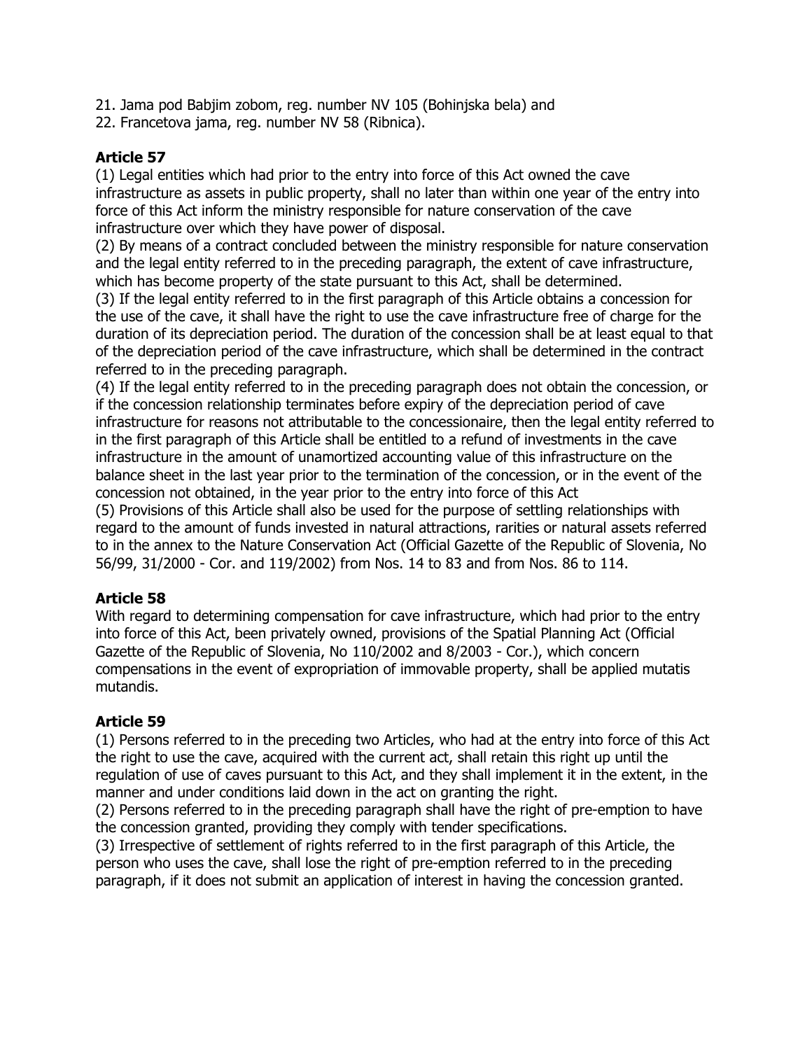21. Jama pod Babjim zobom, reg. number NV 105 (Bohinjska bela) and
22. Francetova jama, reg. number NV 58 (Ribnica).

**Article 57**

(1) Legal entities which had prior to the entry into force of this Act owned the cave infrastructure as assets in public property, shall no later than within one year of the entry into force of this Act inform the ministry responsible for nature conservation of the cave infrastructure over which they have power of disposal.
(2) By means of a contract concluded between the ministry responsible for nature conservation and the legal entity referred to in the preceding paragraph, the extent of cave infrastructure, which has become property of the state pursuant to this Act, shall be determined.
(3) If the legal entity referred to in the first paragraph of this Article obtains a concession for the use of the cave, it shall have the right to use the cave infrastructure free of charge for the duration of its depreciation period. The duration of the concession shall be at least equal to that of the depreciation period of the cave infrastructure, which shall be determined in the contract referred to in the preceding paragraph.
(4) If the legal entity referred to in the preceding paragraph does not obtain the concession, or if the concession relationship terminates before expiry of the depreciation period of cave infrastructure for reasons not attributable to the concessionaire, then the legal entity referred to in the first paragraph of this Article shall be entitled to a refund of investments in the cave infrastructure in the amount of unamortized accounting value of this infrastructure on the balance sheet in the last year prior to the termination of the concession, or in the event of the concession not obtained, in the year prior to the entry into force of this Act
(5) Provisions of this Article shall also be used for the purpose of settling relationships with regard to the amount of funds invested in natural attractions, rarities or natural assets referred to in the annex to the Nature Conservation Act (Official Gazette of the Republic of Slovenia, No 56/99, 31/2000 - Cor. and 119/2002) from Nos. 14 to 83 and from Nos. 86 to 114.

**Article 58**

With regard to determining compensation for cave infrastructure, which had prior to the entry into force of this Act, been privately owned, provisions of the Spatial Planning Act (Official Gazette of the Republic of Slovenia, No 110/2002 and 8/2003 - Cor.), which concern compensations in the event of expropriation of immovable property, shall be applied mutatis mutandis.

**Article 59**

(1) Persons referred to in the preceding two Articles, who had at the entry into force of this Act the right to use the cave, acquired with the current act, shall retain this right up until the regulation of use of caves pursuant to this Act, and they shall implement it in the extent, in the manner and under conditions laid down in the act on granting the right.
(2) Persons referred to in the preceding paragraph shall have the right of pre-emption to have the concession granted, providing they comply with tender specifications.
(3) Irrespective of settlement of rights referred to in the first paragraph of this Article, the person who uses the cave, shall lose the right of pre-emption referred to in the preceding paragraph, if it does not submit an application of interest in having the concession granted.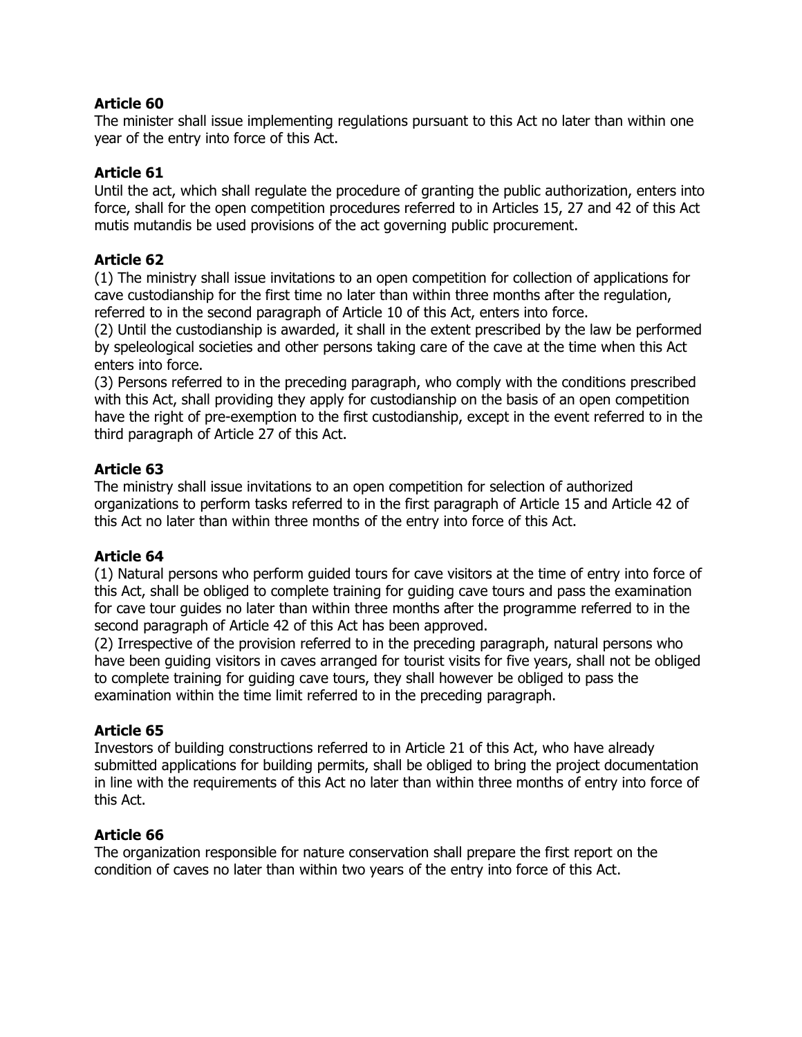**Article 60**

The minister shall issue implementing regulations pursuant to this Act no later than within one year of the entry into force of this Act.

**Article 61**

Until the act, which shall regulate the procedure of granting the public authorization, enters into force, shall for the open competition procedures referred to in Articles 15, 27 and 42 of this Act mutis mutandis be used provisions of the act governing public procurement.

**Article 62**

(1) The ministry shall issue invitations to an open competition for collection of applications for cave custodianship for the first time no later than within three months after the regulation, referred to in the second paragraph of Article 10 of this Act, enters into force.
(2) Until the custodianship is awarded, it shall in the extent prescribed by the law be performed by speleological societies and other persons taking care of the cave at the time when this Act enters into force.
(3) Persons referred to in the preceding paragraph, who comply with the conditions prescribed with this Act, shall providing they apply for custodianship on the basis of an open competition have the right of pre-exemption to the first custodianship, except in the event referred to in the third paragraph of Article 27 of this Act.

**Article 63**

The ministry shall issue invitations to an open competition for selection of authorized organizations to perform tasks referred to in the first paragraph of Article 15 and Article 42 of this Act no later than within three months of the entry into force of this Act.

**Article 64**

(1) Natural persons who perform guided tours for cave visitors at the time of entry into force of this Act, shall be obliged to complete training for guiding cave tours and pass the examination for cave tour guides no later than within three months after the programme referred to in the second paragraph of Article 42 of this Act has been approved.
(2) Irrespective of the provision referred to in the preceding paragraph, natural persons who have been guiding visitors in caves arranged for tourist visits for five years, shall not be obliged to complete training for guiding cave tours, they shall however be obliged to pass the examination within the time limit referred to in the preceding paragraph.

**Article 65**

Investors of building constructions referred to in Article 21 of this Act, who have already submitted applications for building permits, shall be obliged to bring the project documentation in line with the requirements of this Act no later than within three months of entry into force of this Act.

**Article 66**

The organization responsible for nature conservation shall prepare the first report on the condition of caves no later than within two years of the entry into force of this Act.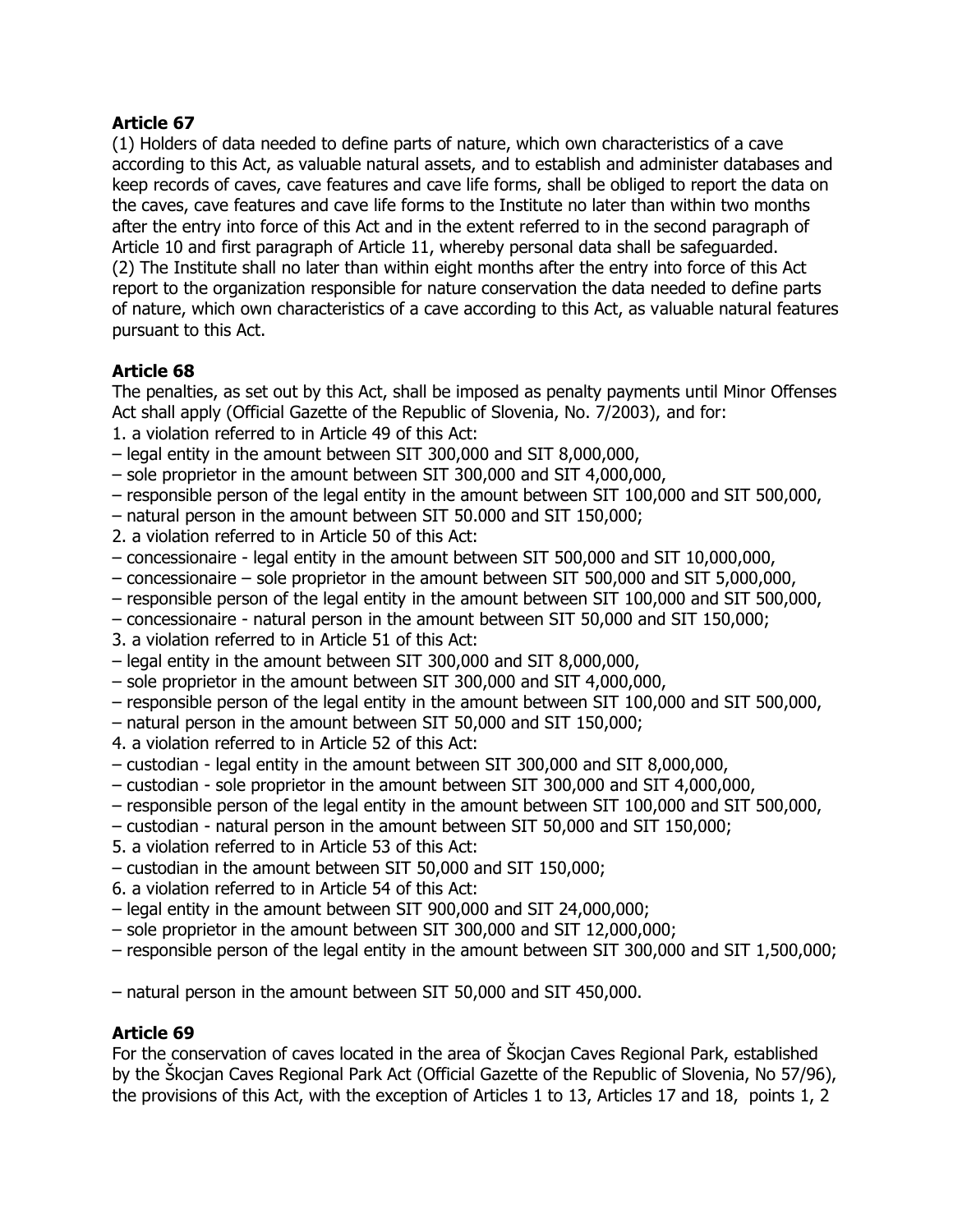**Article 67**

(1) Holders of data needed to define parts of nature, which own characteristics of a cave according to this Act, as valuable natural assets, and to establish and administer databases and keep records of caves, cave features and cave life forms, shall be obliged to report the data on the caves, cave features and cave life forms to the Institute no later than within two months after the entry into force of this Act and in the extent referred to in the second paragraph of Article 10 and first paragraph of Article 11, whereby personal data shall be safeguarded.

(2) The Institute shall no later than within eight months after the entry into force of this Act report to the organization responsible for nature conservation the data needed to define parts of nature, which own characteristics of a cave according to this Act, as valuable natural features pursuant to this Act.

**Article 68**

The penalties, as set out by this Act, shall be imposed as penalty payments until Minor Offenses Act shall apply (Official Gazette of the Republic of Slovenia, No. 7/2003), and for:

1. a violation referred to in Article 49 of this Act:
– legal entity in the amount between SIT 300,000 and SIT 8,000,000,
– sole proprietor in the amount between SIT 300,000 and SIT 4,000,000,
– responsible person of the legal entity in the amount between SIT 100,000 and SIT 500,000,
– natural person in the amount between SIT 50.000 and SIT 150,000;
2. a violation referred to in Article 50 of this Act:
– concessionaire - legal entity in the amount between SIT 500,000 and SIT 10,000,000,
– concessionaire – sole proprietor in the amount between SIT 500,000 and SIT 5,000,000,
– responsible person of the legal entity in the amount between SIT 100,000 and SIT 500,000,
– concessionaire - natural person in the amount between SIT 50,000 and SIT 150,000;
3. a violation referred to in Article 51 of this Act:
– legal entity in the amount between SIT 300,000 and SIT 8,000,000,
– sole proprietor in the amount between SIT 300,000 and SIT 4,000,000,
– responsible person of the legal entity in the amount between SIT 100,000 and SIT 500,000,
– natural person in the amount between SIT 50,000 and SIT 150,000;
4. a violation referred to in Article 52 of this Act:
– custodian - legal entity in the amount between SIT 300,000 and SIT 8,000,000,
– custodian - sole proprietor in the amount between SIT 300,000 and SIT 4,000,000,
– responsible person of the legal entity in the amount between SIT 100,000 and SIT 500,000,
– custodian - natural person in the amount between SIT 50,000 and SIT 150,000;
5. a violation referred to in Article 53 of this Act:
– custodian in the amount between SIT 50,000 and SIT 150,000;
6. a violation referred to in Article 54 of this Act:
– legal entity in the amount between SIT 900,000 and SIT 24,000,000;
– sole proprietor in the amount between SIT 300,000 and SIT 12,000,000;
– responsible person of the legal entity in the amount between SIT 300,000 and SIT 1,500,000;

– natural person in the amount between SIT 50,000 and SIT 450,000.

**Article 69**

For the conservation of caves located in the area of Škocjan Caves Regional Park, established by the Škocjan Caves Regional Park Act (Official Gazette of the Republic of Slovenia, No 57/96), the provisions of this Act, with the exception of Articles 1 to 13, Articles 17 and 18, points 1, 2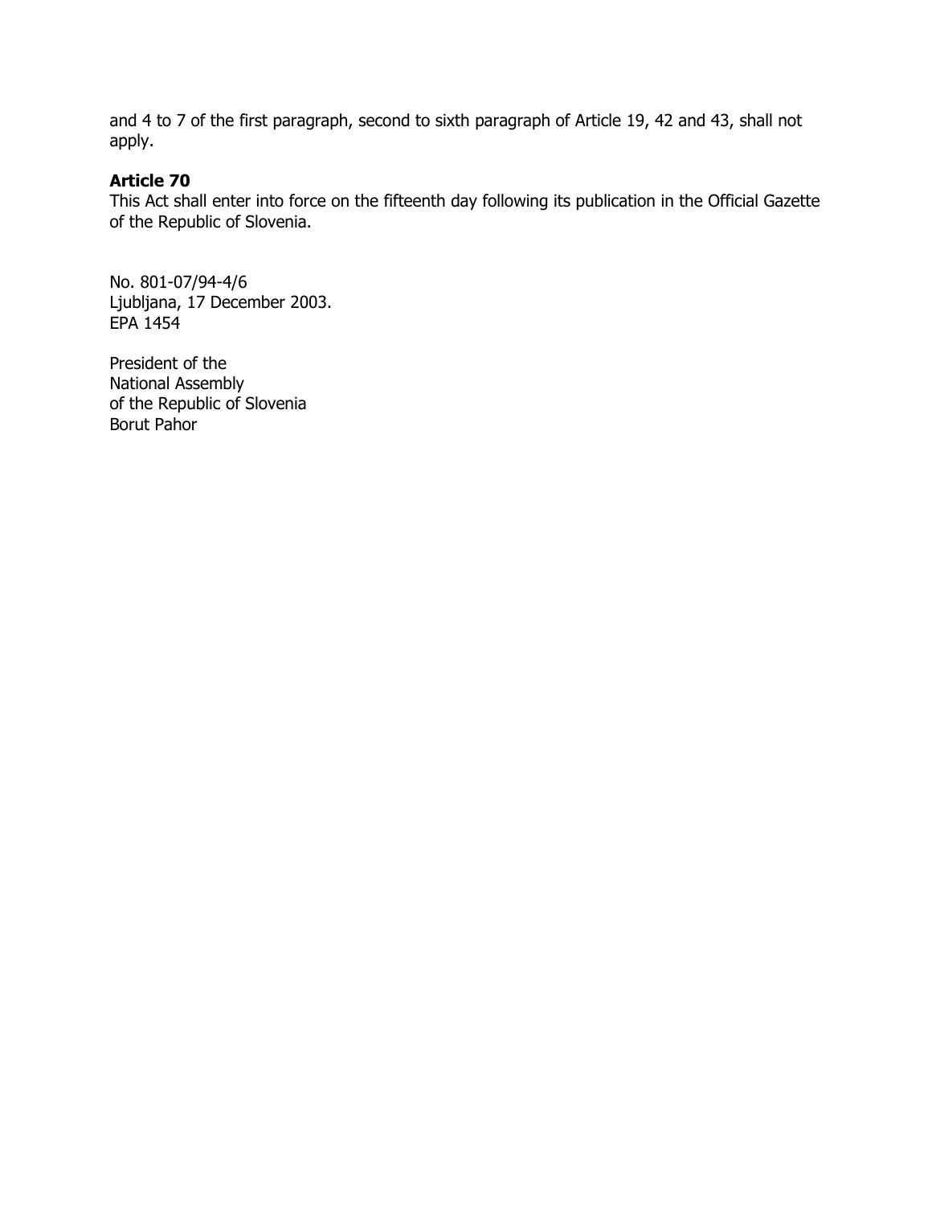and 4 to 7 of the first paragraph, second to sixth paragraph of Article 19, 42 and 43, shall not apply.

### Article 70

This Act shall enter into force on the fifteenth day following its publication in the Official Gazette of the Republic of Slovenia.

No. 801-07/94-4/6
Ljubljana, 17 December 2003.
EPA 1454

President of the
National Assembly
of the Republic of Slovenia
Borut Pahor